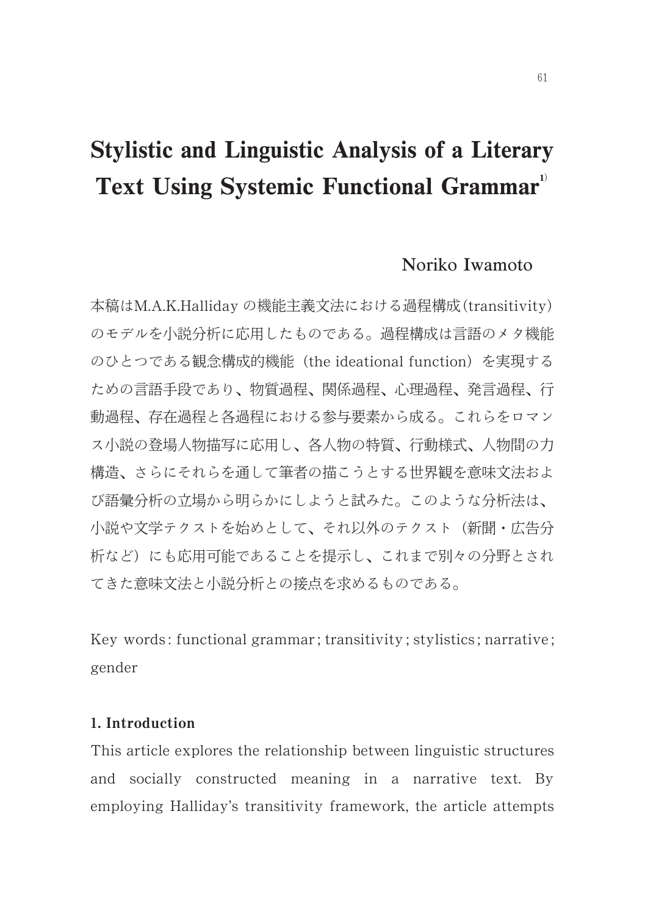# Stylistic and Linguistic Analysis of a Literary Text Using Systemic Functional Grammar[1)]

Noriko Iwamoto

本稿はM.A.K.Halliday の機能主義文法における過程構成(transitivity)のモデルを小説分析に応用したものである。過程構成は言語のメタ機能のひとつである観念構成的機能（the ideational function）を実現するための言語手段であり、物質過程、関係過程、心理過程、発言過程、行動過程、存在過程と各過程における参与要素から成る。これらをロマンス小説の登場人物描写に応用し、各人物の特質、行動様式、人物間の力構造、さらにそれらを通して筆者の描こうとする世界観を意味文法および語彙分析の立場から明らかにしようと試みた。このような分析法は、小説や文学テクストを始めとして、それ以外のテクスト（新聞・広告分析など）にも応用可能であることを提示し、これまで別々の分野とされてきた意味文法と小説分析との接点を求めるものである。

Key words: functional grammar; transitivity; stylistics; narrative; gender

## 1. Introduction

This article explores the relationship between linguistic structures and socially constructed meaning in a narrative text. By employing Halliday's transitivity framework, the article attempts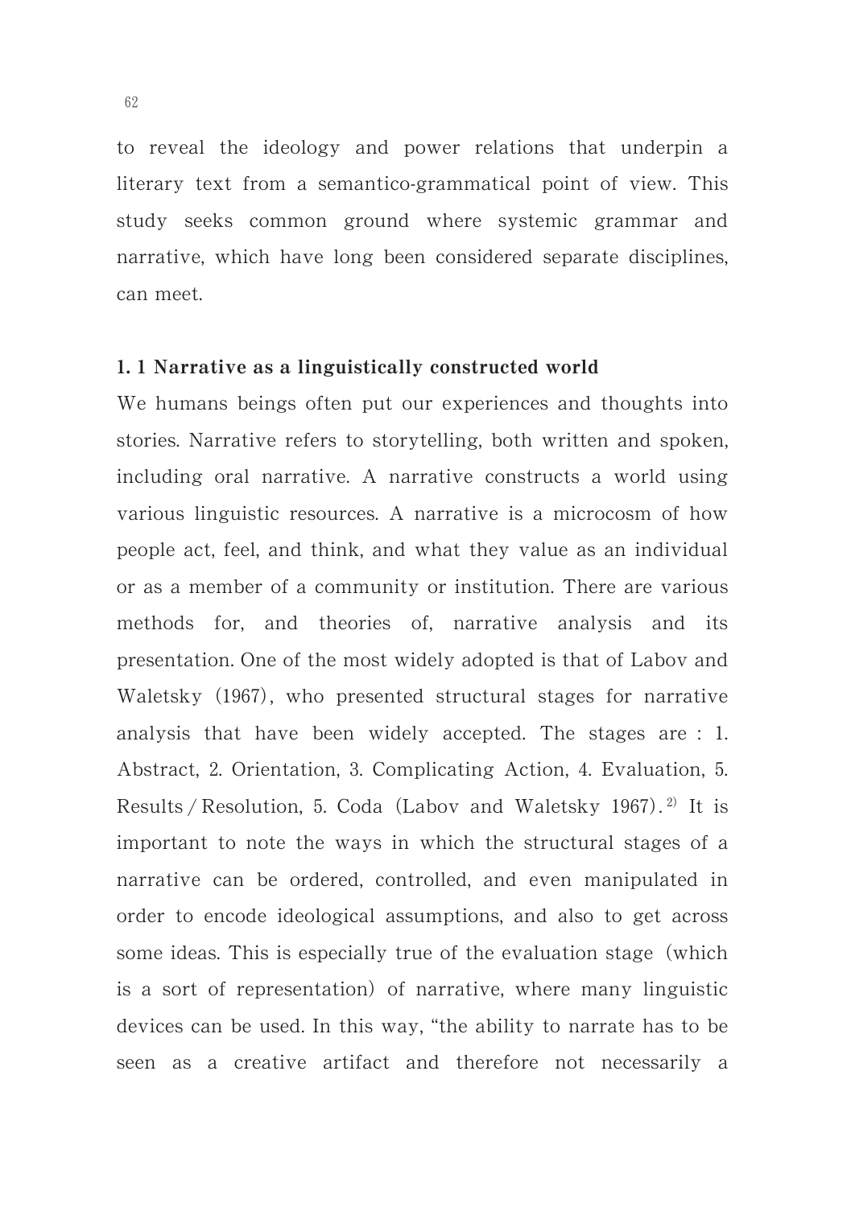to reveal the ideology and power relations that underpin a literary text from a semantico-grammatical point of view. This study seeks common ground where systemic grammar and narrative, which have long been considered separate disciplines, can meet.

### 1. 1 Narrative as a linguistically constructed world

We humans beings often put our experiences and thoughts into stories. Narrative refers to storytelling, both written and spoken, including oral narrative. A narrative constructs a world using various linguistic resources. A narrative is a microcosm of how people act, feel, and think, and what they value as an individual or as a member of a community or institution. There are various methods for, and theories of, narrative analysis and its presentation. One of the most widely adopted is that of Labov and Waletsky (1967), who presented structural stages for narrative analysis that have been widely accepted. The stages are : 1. Abstract, 2. Orientation, 3. Complicating Action, 4. Evaluation, 5. Results / Resolution, 5. Coda (Labov and Waletsky 1967).[2] It is important to note the ways in which the structural stages of a narrative can be ordered, controlled, and even manipulated in order to encode ideological assumptions, and also to get across some ideas. This is especially true of the evaluation stage (which is a sort of representation) of narrative, where many linguistic devices can be used. In this way, "the ability to narrate has to be seen as a creative artifact and therefore not necessarily a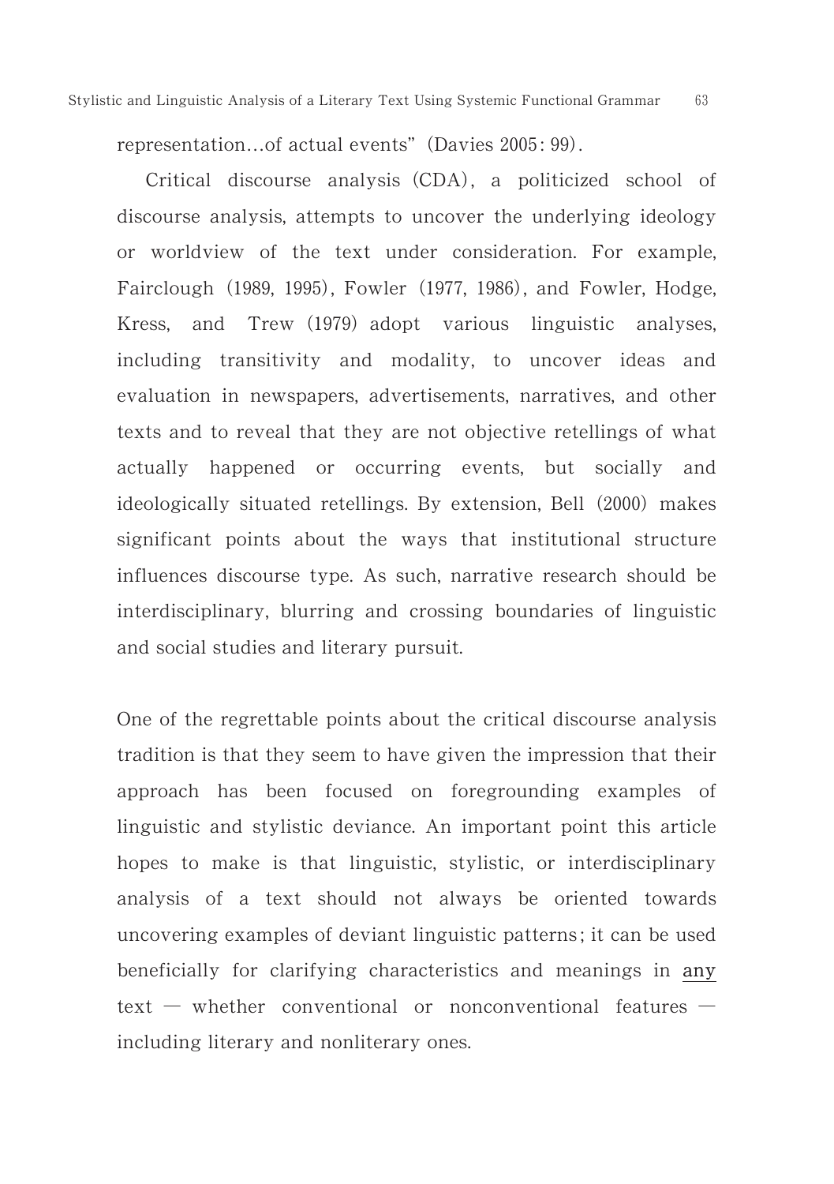representation…of actual events" (Davies 2005: 99).

Critical discourse analysis (CDA), a politicized school of discourse analysis, attempts to uncover the underlying ideology or worldview of the text under consideration. For example, Fairclough (1989, 1995), Fowler (1977, 1986), and Fowler, Hodge, Kress, and Trew (1979) adopt various linguistic analyses, including transitivity and modality, to uncover ideas and evaluation in newspapers, advertisements, narratives, and other texts and to reveal that they are not objective retellings of what actually happened or occurring events, but socially and ideologically situated retellings. By extension, Bell (2000) makes significant points about the ways that institutional structure influences discourse type. As such, narrative research should be interdisciplinary, blurring and crossing boundaries of linguistic and social studies and literary pursuit.

One of the regrettable points about the critical discourse analysis tradition is that they seem to have given the impression that their approach has been focused on foregrounding examples of linguistic and stylistic deviance. An important point this article hopes to make is that linguistic, stylistic, or interdisciplinary analysis of a text should not always be oriented towards uncovering examples of deviant linguistic patterns; it can be used beneficially for clarifying characteristics and meanings in <u>any</u> text — whether conventional or nonconventional features — including literary and nonliterary ones.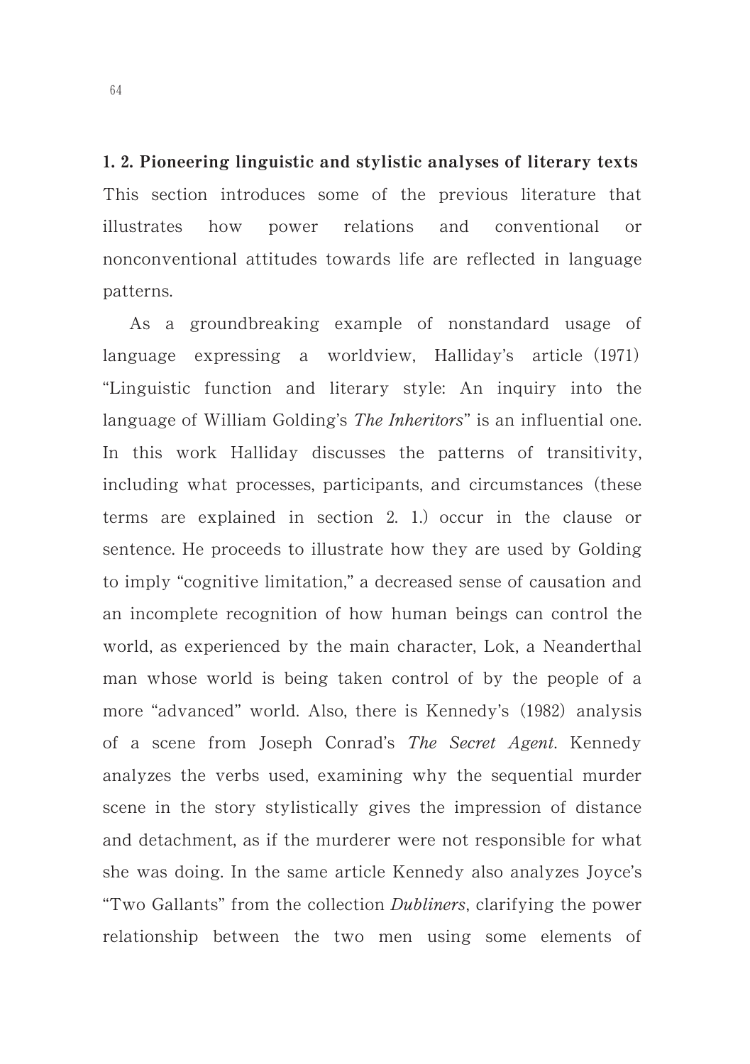### 1. 2. Pioneering linguistic and stylistic analyses of literary texts

This section introduces some of the previous literature that illustrates how power relations and conventional or nonconventional attitudes towards life are reflected in language patterns.

As a groundbreaking example of nonstandard usage of language expressing a worldview, Halliday's article (1971) "Linguistic function and literary style: An inquiry into the language of William Golding's *The Inheritors*" is an influential one. In this work Halliday discusses the patterns of transitivity, including what processes, participants, and circumstances (these terms are explained in section 2. 1.) occur in the clause or sentence. He proceeds to illustrate how they are used by Golding to imply "cognitive limitation," a decreased sense of causation and an incomplete recognition of how human beings can control the world, as experienced by the main character, Lok, a Neanderthal man whose world is being taken control of by the people of a more "advanced" world. Also, there is Kennedy's (1982) analysis of a scene from Joseph Conrad's *The Secret Agent*. Kennedy analyzes the verbs used, examining why the sequential murder scene in the story stylistically gives the impression of distance and detachment, as if the murderer were not responsible for what she was doing. In the same article Kennedy also analyzes Joyce's "Two Gallants" from the collection *Dubliners*, clarifying the power relationship between the two men using some elements of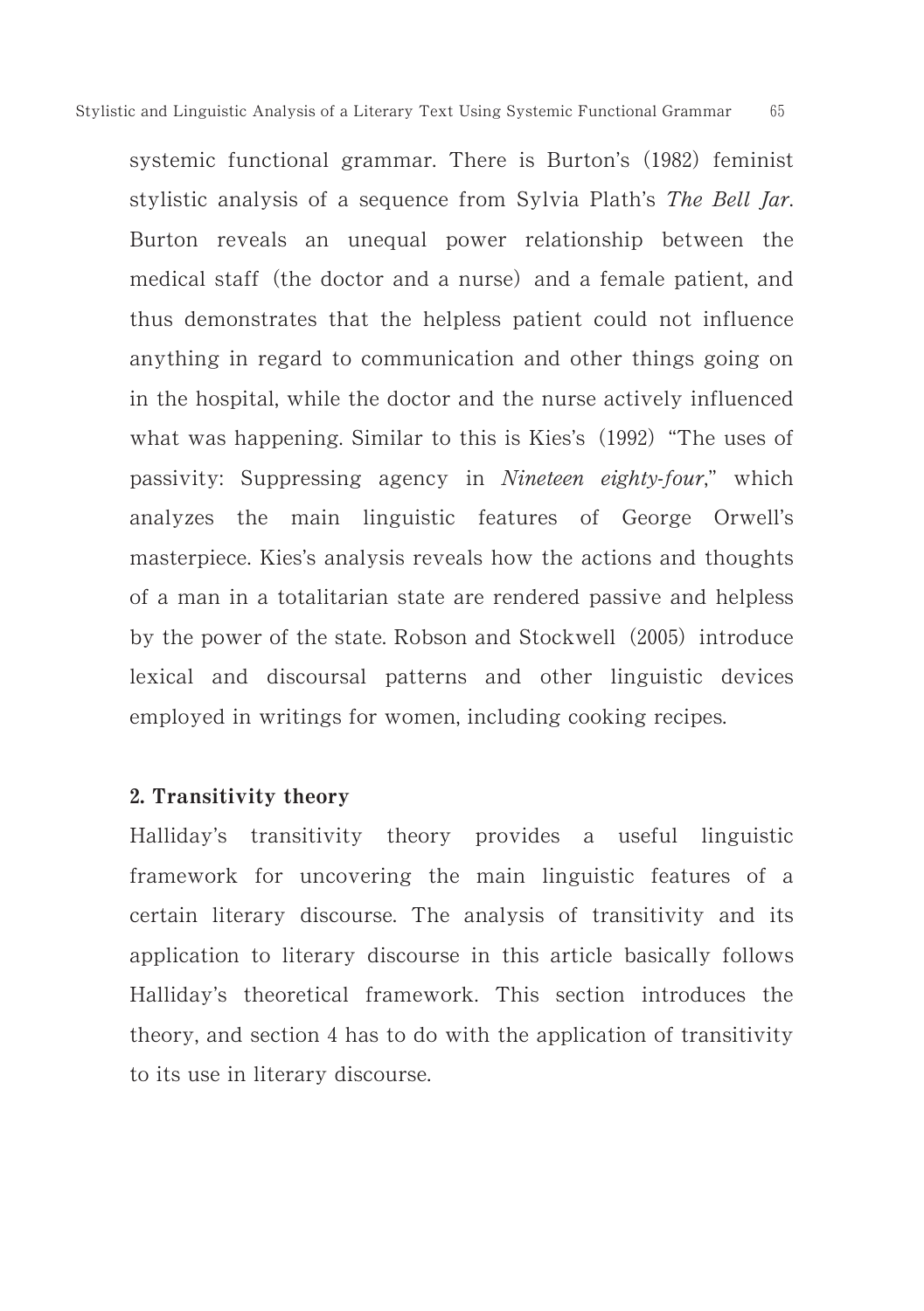systemic functional grammar. There is Burton's (1982) feminist stylistic analysis of a sequence from Sylvia Plath's *The Bell Jar*. Burton reveals an unequal power relationship between the medical staff (the doctor and a nurse) and a female patient, and thus demonstrates that the helpless patient could not influence anything in regard to communication and other things going on in the hospital, while the doctor and the nurse actively influenced what was happening. Similar to this is Kies's (1992) "The uses of passivity: Suppressing agency in *Nineteen eighty-four*," which analyzes the main linguistic features of George Orwell's masterpiece. Kies's analysis reveals how the actions and thoughts of a man in a totalitarian state are rendered passive and helpless by the power of the state. Robson and Stockwell (2005) introduce lexical and discoursal patterns and other linguistic devices employed in writings for women, including cooking recipes.

## 2. Transitivity theory

Halliday's transitivity theory provides a useful linguistic framework for uncovering the main linguistic features of a certain literary discourse. The analysis of transitivity and its application to literary discourse in this article basically follows Halliday's theoretical framework. This section introduces the theory, and section 4 has to do with the application of transitivity to its use in literary discourse.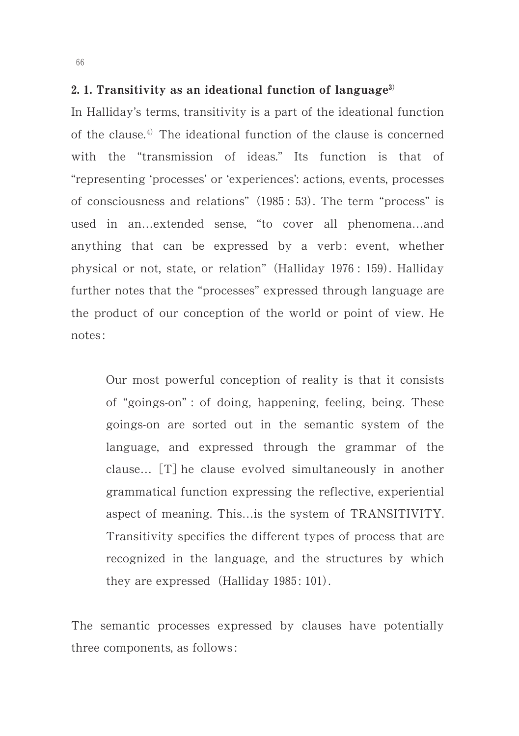## 2. 1. Transitivity as an ideational function of language[3]

In Halliday's terms, transitivity is a part of the ideational function of the clause.[4] The ideational function of the clause is concerned with the "transmission of ideas." Its function is that of "representing 'processes' or 'experiences': actions, events, processes of consciousness and relations" (1985 : 53). The term "process" is used in an…extended sense, "to cover all phenomena…and anything that can be expressed by a verb: event, whether physical or not, state, or relation" (Halliday 1976 : 159). Halliday further notes that the "processes" expressed through language are the product of our conception of the world or point of view. He notes:

> Our most powerful conception of reality is that it consists of "goings-on" : of doing, happening, feeling, being. These goings-on are sorted out in the semantic system of the language, and expressed through the grammar of the clause… [T] he clause evolved simultaneously in another grammatical function expressing the reflective, experiential aspect of meaning. This…is the system of TRANSITIVITY. Transitivity specifies the different types of process that are recognized in the language, and the structures by which they are expressed (Halliday 1985: 101).

The semantic processes expressed by clauses have potentially three components, as follows: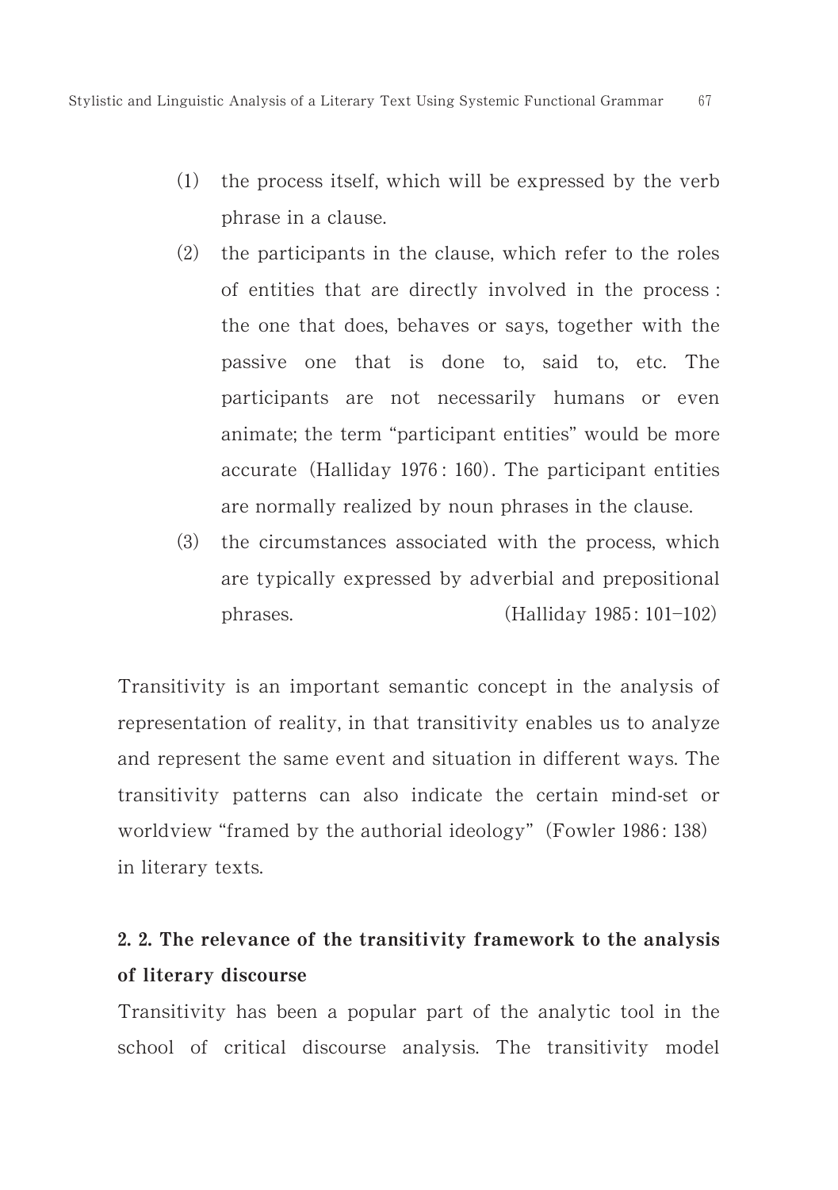(1) the process itself, which will be expressed by the verb phrase in a clause.

(2) the participants in the clause, which refer to the roles of entities that are directly involved in the process : the one that does, behaves or says, together with the passive one that is done to, said to, etc. The participants are not necessarily humans or even animate; the term "participant entities" would be more accurate (Halliday 1976 : 160). The participant entities are normally realized by noun phrases in the clause.

(3) the circumstances associated with the process, which are typically expressed by adverbial and prepositional phrases. (Halliday 1985 : 101–102)

Transitivity is an important semantic concept in the analysis of representation of reality, in that transitivity enables us to analyze and represent the same event and situation in different ways. The transitivity patterns can also indicate the certain mind-set or worldview "framed by the authorial ideology" (Fowler 1986 : 138) in literary texts.

## 2. 2. The relevance of the transitivity framework to the analysis of literary discourse

Transitivity has been a popular part of the analytic tool in the school of critical discourse analysis. The transitivity model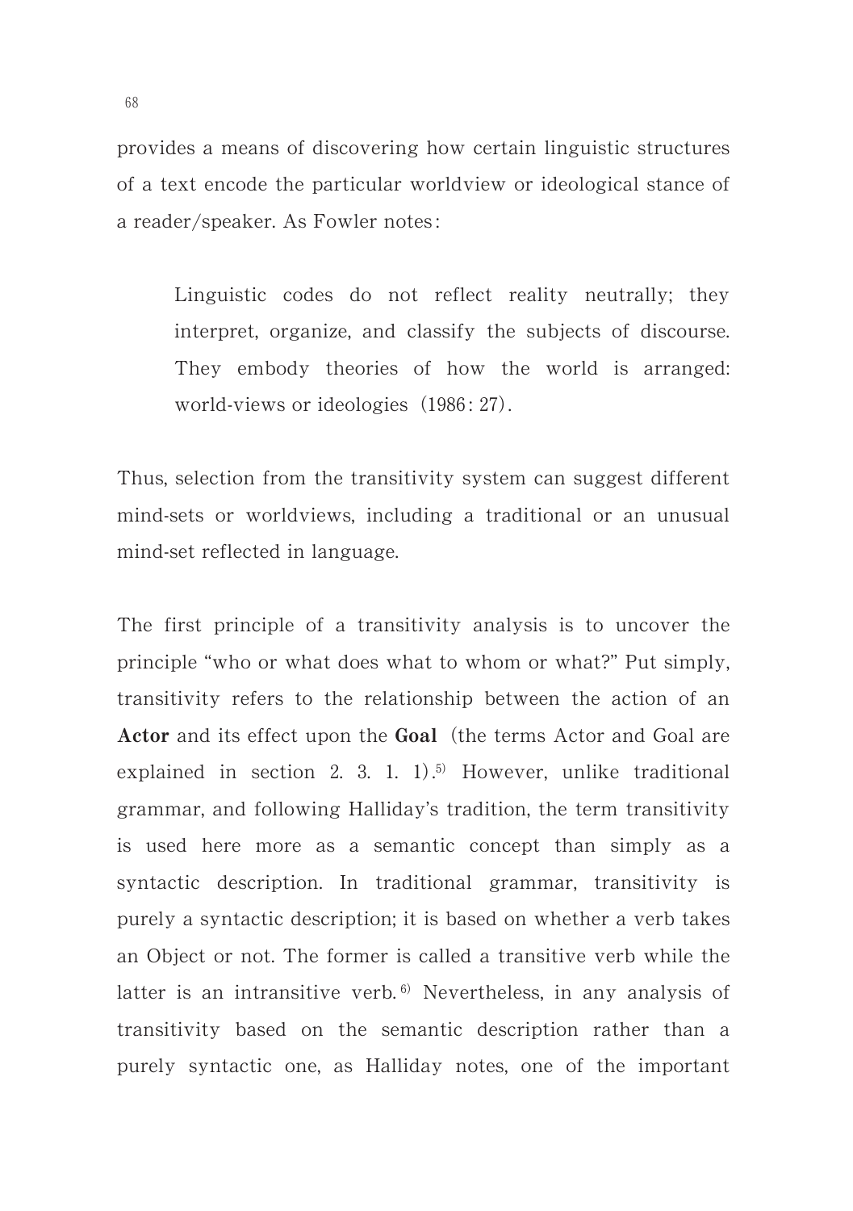provides a means of discovering how certain linguistic structures of a text encode the particular worldview or ideological stance of a reader/speaker. As Fowler notes:

> Linguistic codes do not reflect reality neutrally; they interpret, organize, and classify the subjects of discourse. They embody theories of how the world is arranged: world-views or ideologies (1986: 27).

Thus, selection from the transitivity system can suggest different mind-sets or worldviews, including a traditional or an unusual mind-set reflected in language.

The first principle of a transitivity analysis is to uncover the principle "who or what does what to whom or what?" Put simply, transitivity refers to the relationship between the action of an **Actor** and its effect upon the **Goal** (the terms Actor and Goal are explained in section 2. 3. 1. 1).[5] However, unlike traditional grammar, and following Halliday's tradition, the term transitivity is used here more as a semantic concept than simply as a syntactic description. In traditional grammar, transitivity is purely a syntactic description; it is based on whether a verb takes an Object or not. The former is called a transitive verb while the latter is an intransitive verb.[6] Nevertheless, in any analysis of transitivity based on the semantic description rather than a purely syntactic one, as Halliday notes, one of the important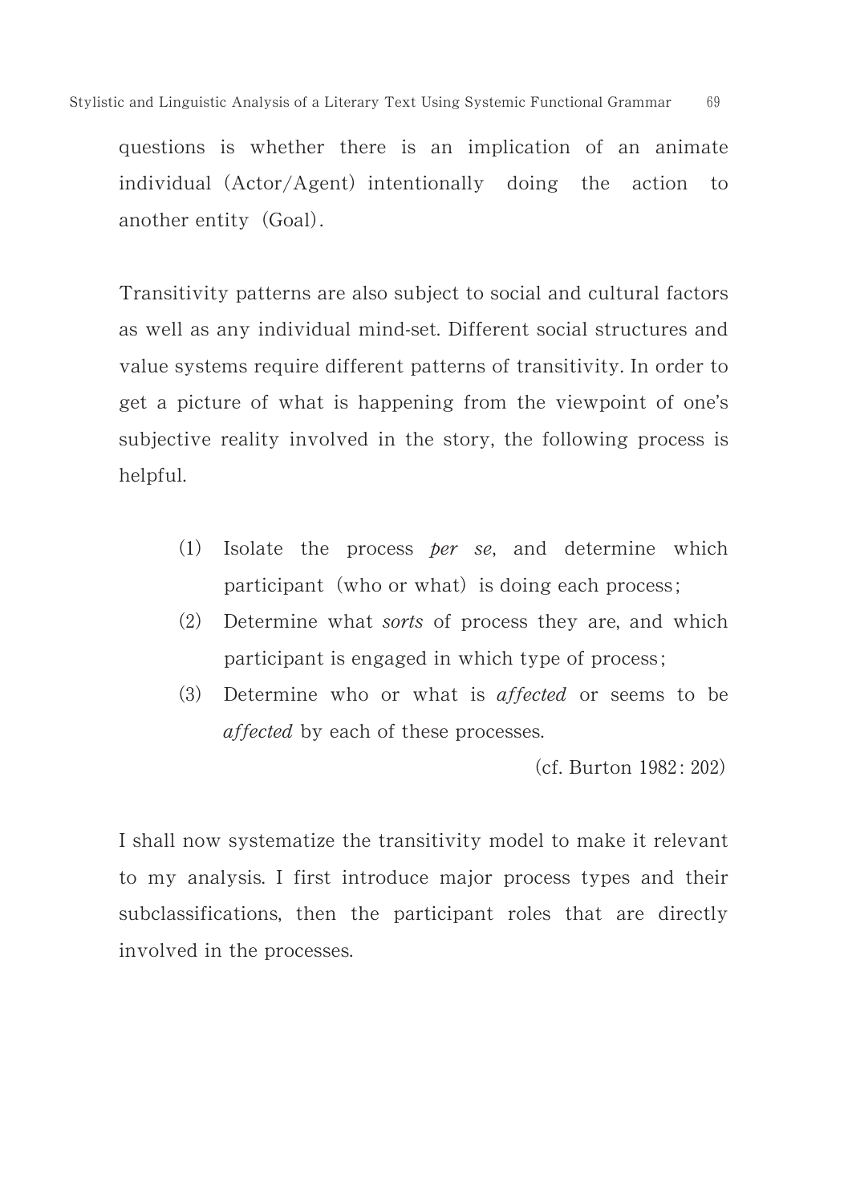questions is whether there is an implication of an animate individual (Actor/Agent) intentionally doing the action to another entity (Goal).

Transitivity patterns are also subject to social and cultural factors as well as any individual mind-set. Different social structures and value systems require different patterns of transitivity. In order to get a picture of what is happening from the viewpoint of one's subjective reality involved in the story, the following process is helpful.

(1) Isolate the process *per se*, and determine which participant (who or what) is doing each process;
(2) Determine what *sorts* of process they are, and which participant is engaged in which type of process;
(3) Determine who or what is *affected* or seems to be *affected* by each of these processes.

(cf. Burton 1982: 202)

I shall now systematize the transitivity model to make it relevant to my analysis. I first introduce major process types and their subclassifications, then the participant roles that are directly involved in the processes.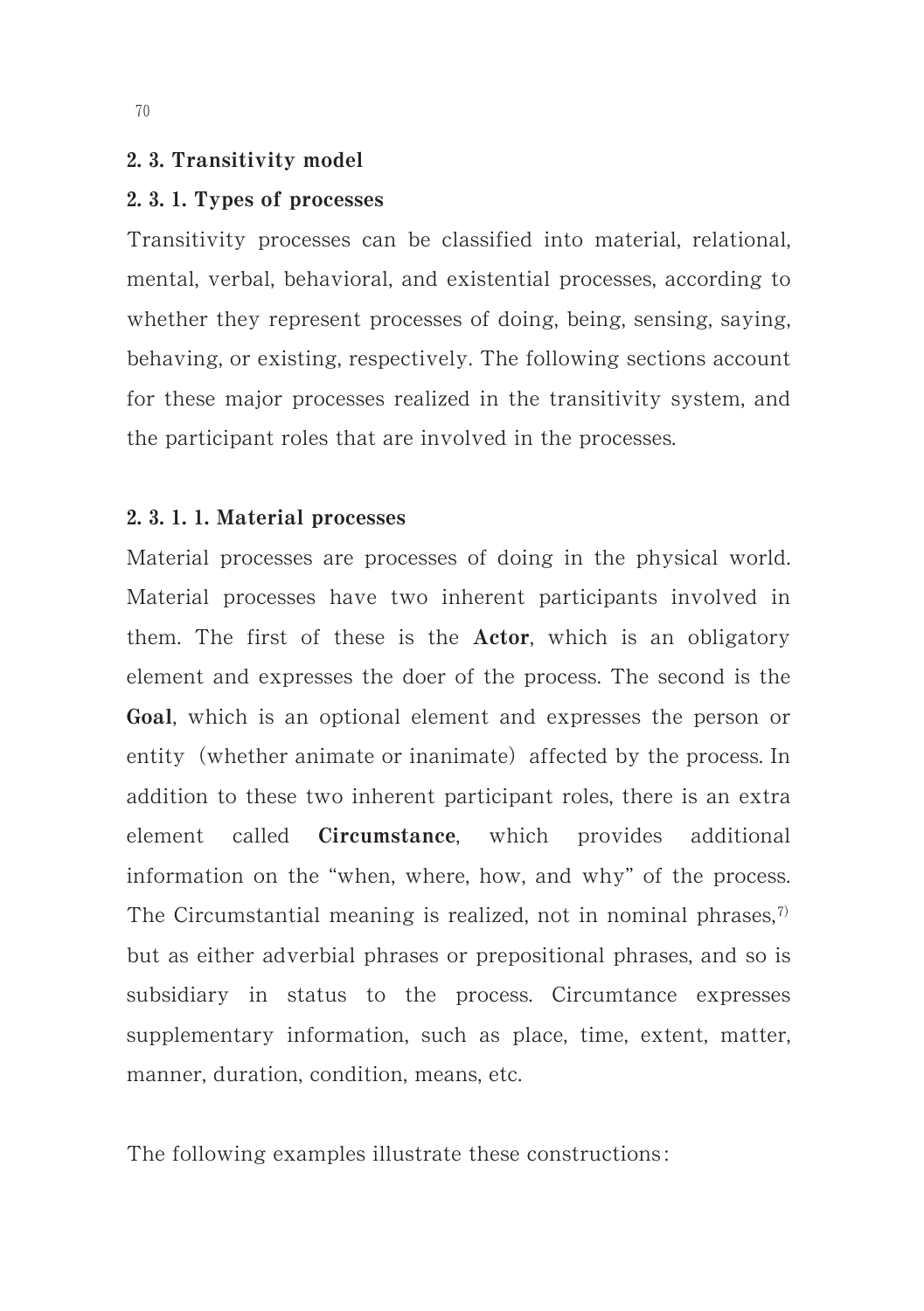## 2. 3. Transitivity model

### 2. 3. 1. Types of processes

Transitivity processes can be classified into material, relational, mental, verbal, behavioral, and existential processes, according to whether they represent processes of doing, being, sensing, saying, behaving, or existing, respectively. The following sections account for these major processes realized in the transitivity system, and the participant roles that are involved in the processes.

#### 2. 3. 1. 1. Material processes

Material processes are processes of doing in the physical world. Material processes have two inherent participants involved in them. The first of these is the **Actor**, which is an obligatory element and expresses the doer of the process. The second is the **Goal**, which is an optional element and expresses the person or entity (whether animate or inanimate) affected by the process. In addition to these two inherent participant roles, there is an extra element called **Circumstance**, which provides additional information on the "when, where, how, and why" of the process. The Circumstantial meaning is realized, not in nominal phrases,[7] but as either adverbial phrases or prepositional phrases, and so is subsidiary in status to the process. Circumtance expresses supplementary information, such as place, time, extent, matter, manner, duration, condition, means, etc.

The following examples illustrate these constructions: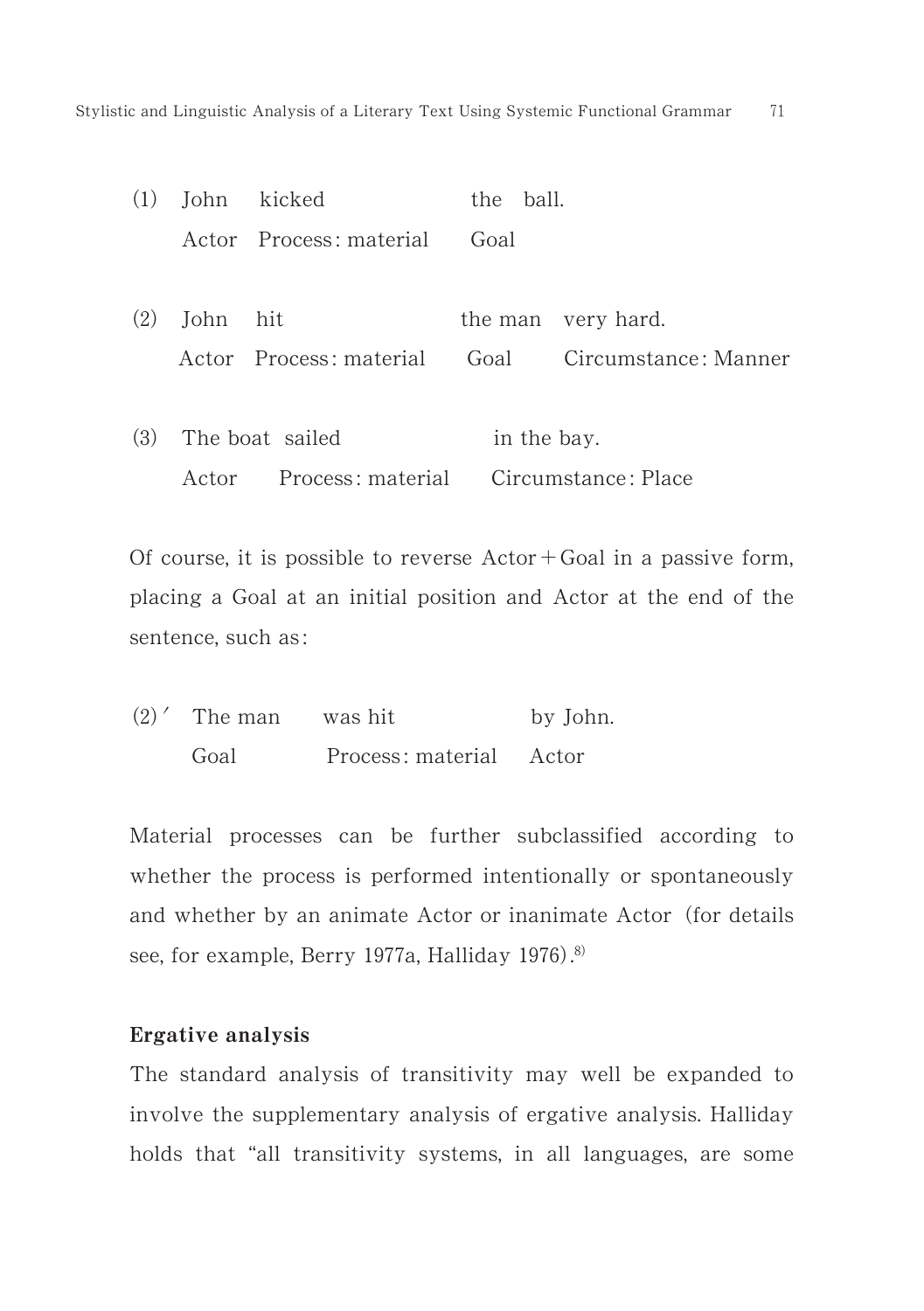| (1) | John | kicked | the ball. | |
|---|---|---|---|---|
| | Actor | Process: material | Goal | |

| (2) | John | hit | the man | very hard. |
|---|---|---|---|---|
| | Actor | Process: material | Goal | Circumstance: Manner |

| (3) | The boat | sailed | in the bay. |
|---|---|---|---|
| | Actor | Process: material | Circumstance: Place |

Of course, it is possible to reverse Actor + Goal in a passive form, placing a Goal at an initial position and Actor at the end of the sentence, such as:

| (2)′ | The man | was hit | by John. |
|---|---|---|---|
| | Goal | Process: material | Actor |

Material processes can be further subclassified according to whether the process is performed intentionally or spontaneously and whether by an animate Actor or inanimate Actor (for details see, for example, Berry 1977a, Halliday 1976).[8)]

**Ergative analysis**

The standard analysis of transitivity may well be expanded to involve the supplementary analysis of ergative analysis. Halliday holds that "all transitivity systems, in all languages, are some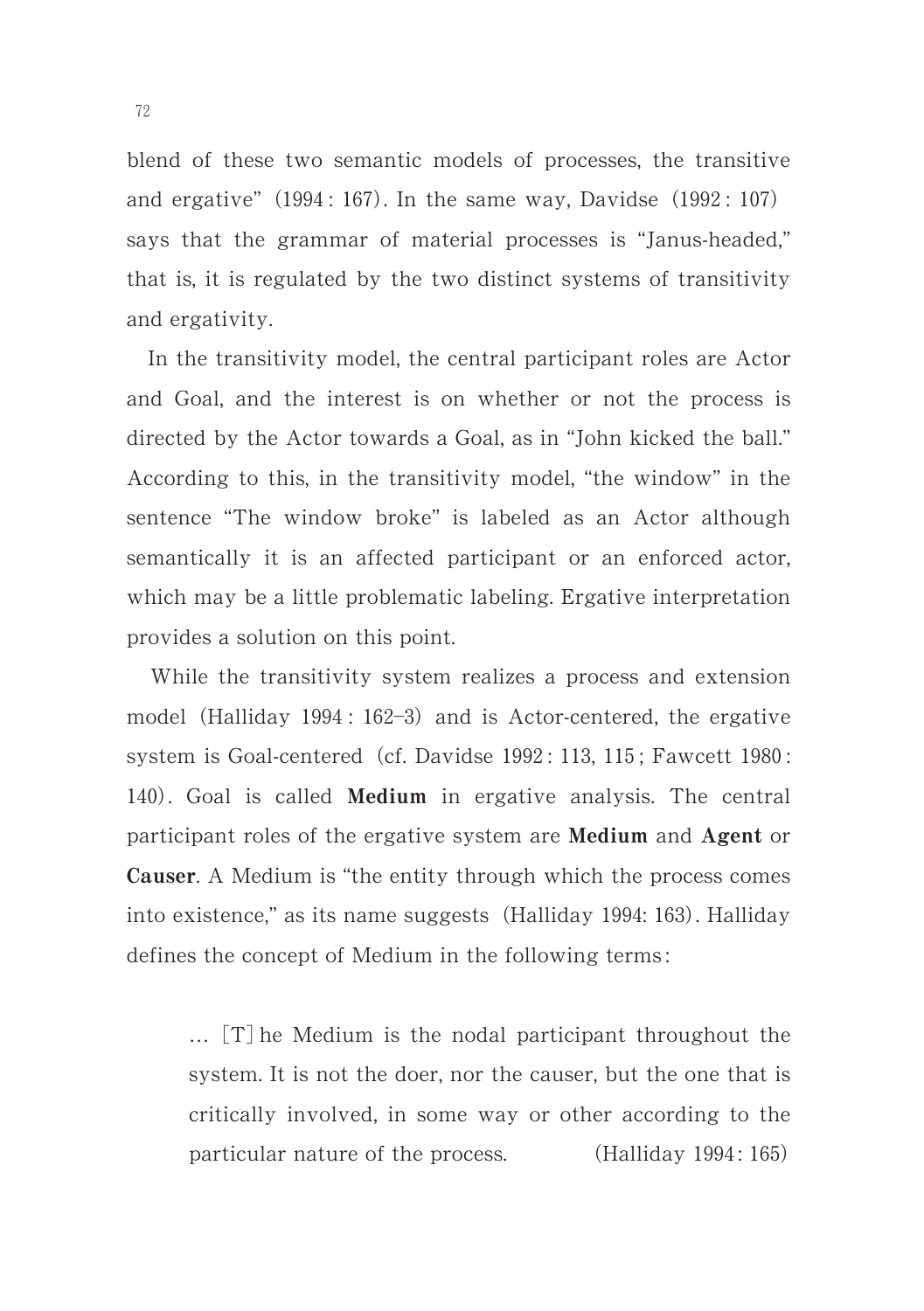blend of these two semantic models of processes, the transitive and ergative" (1994 : 167). In the same way, Davidse (1992 : 107) says that the grammar of material processes is "Janus-headed," that is, it is regulated by the two distinct systems of transitivity and ergativity.

In the transitivity model, the central participant roles are Actor and Goal, and the interest is on whether or not the process is directed by the Actor towards a Goal, as in "John kicked the ball." According to this, in the transitivity model, "the window" in the sentence "The window broke" is labeled as an Actor although semantically it is an affected participant or an enforced actor, which may be a little problematic labeling. Ergative interpretation provides a solution on this point.

While the transitivity system realizes a process and extension model (Halliday 1994 : 162–3) and is Actor-centered, the ergative system is Goal-centered (cf. Davidse 1992 : 113, 115 ; Fawcett 1980 : 140). Goal is called **Medium** in ergative analysis. The central participant roles of the ergative system are **Medium** and **Agent** or **Causer**. A Medium is "the entity through which the process comes into existence," as its name suggests (Halliday 1994: 163). Halliday defines the concept of Medium in the following terms:

> … [T] he Medium is the nodal participant throughout the system. It is not the doer, nor the causer, but the one that is critically involved, in some way or other according to the particular nature of the process. (Halliday 1994 : 165)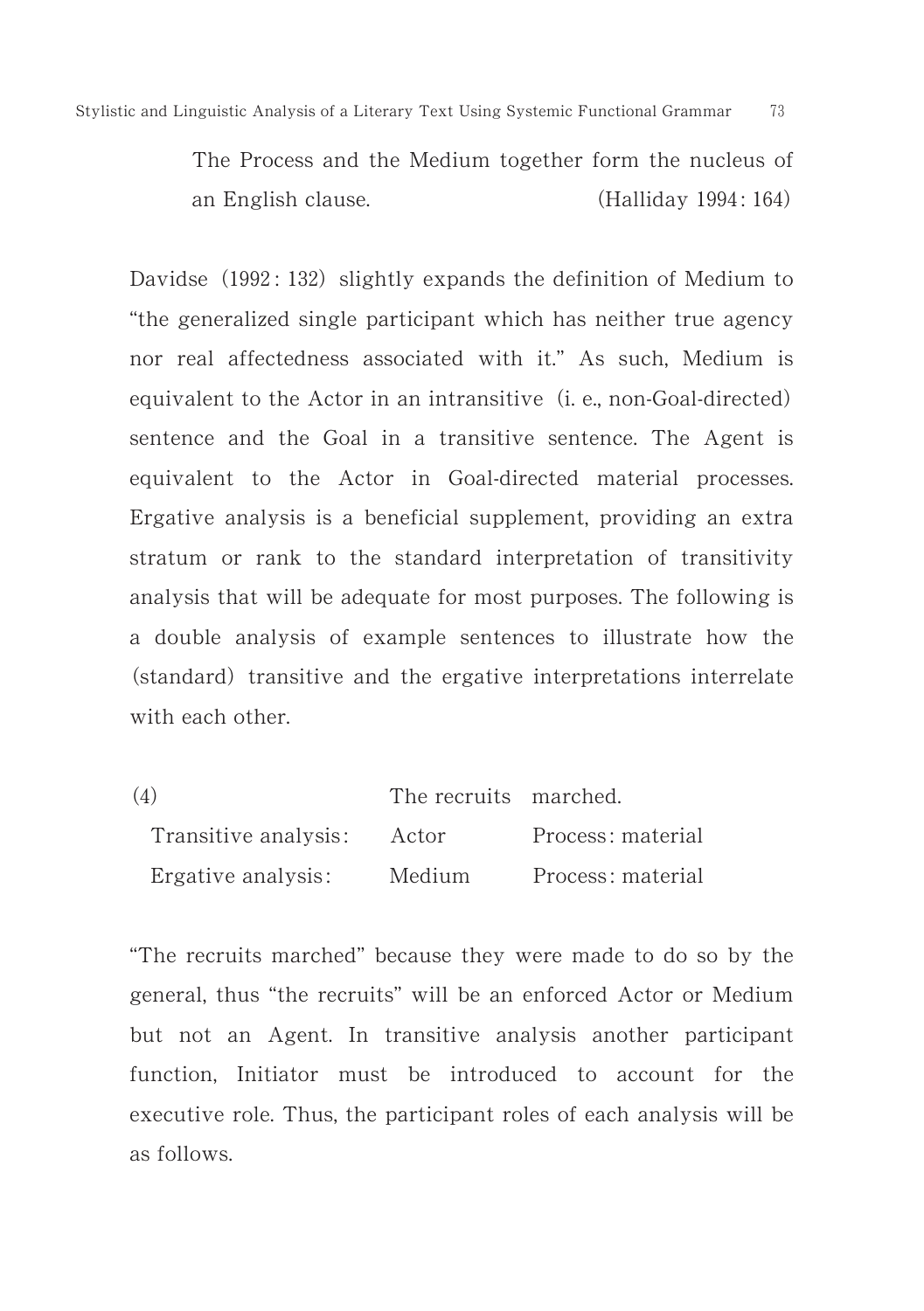> The Process and the Medium together form the nucleus of an English clause. (Halliday 1994: 164)

Davidse (1992: 132) slightly expands the definition of Medium to "the generalized single participant which has neither true agency nor real affectedness associated with it." As such, Medium is equivalent to the Actor in an intransitive (i. e., non-Goal-directed) sentence and the Goal in a transitive sentence. The Agent is equivalent to the Actor in Goal-directed material processes. Ergative analysis is a beneficial supplement, providing an extra stratum or rank to the standard interpretation of transitivity analysis that will be adequate for most purposes. The following is a double analysis of example sentences to illustrate how the (standard) transitive and the ergative interpretations interrelate with each other.

| (4) | The recruits | marched. |
|---|---|---|
| Transitive analysis: | Actor | Process: material |
| Ergative analysis: | Medium | Process: material |

"The recruits marched" because they were made to do so by the general, thus "the recruits" will be an enforced Actor or Medium but not an Agent. In transitive analysis another participant function, Initiator must be introduced to account for the executive role. Thus, the participant roles of each analysis will be as follows.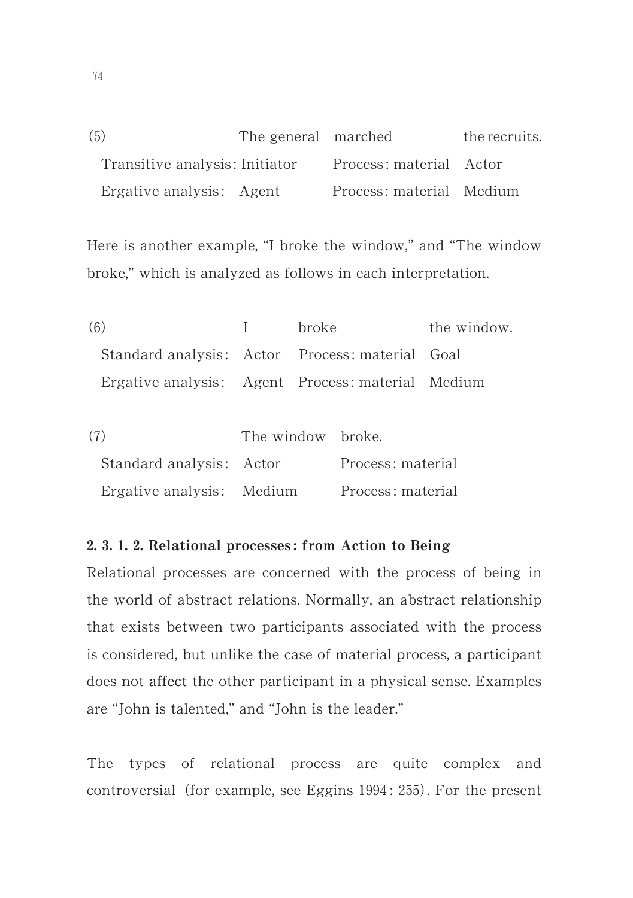| (5) | The general | marched | the recruits. |
|---|---|---|---|
| Transitive analysis: | Initiator | Process: material | Actor |
| Ergative analysis: | Agent | Process: material | Medium |

Here is another example, "I broke the window," and "The window broke," which is analyzed as follows in each interpretation.

| (6) | I | broke | the window. |
|---|---|---|---|
| Standard analysis: | Actor | Process: material | Goal |
| Ergative analysis: | Agent | Process: material | Medium |

| (7) | The window | broke. |
|---|---|---|
| Standard analysis: | Actor | Process: material |
| Ergative analysis: | Medium | Process: material |

### 2. 3. 1. 2. Relational processes: from Action to Being

Relational processes are concerned with the process of being in the world of abstract relations. Normally, an abstract relationship that exists between two participants associated with the process is considered, but unlike the case of material process, a participant does not affect the other participant in a physical sense. Examples are "John is talented," and "John is the leader."

The types of relational process are quite complex and controversial (for example, see Eggins 1994: 255). For the present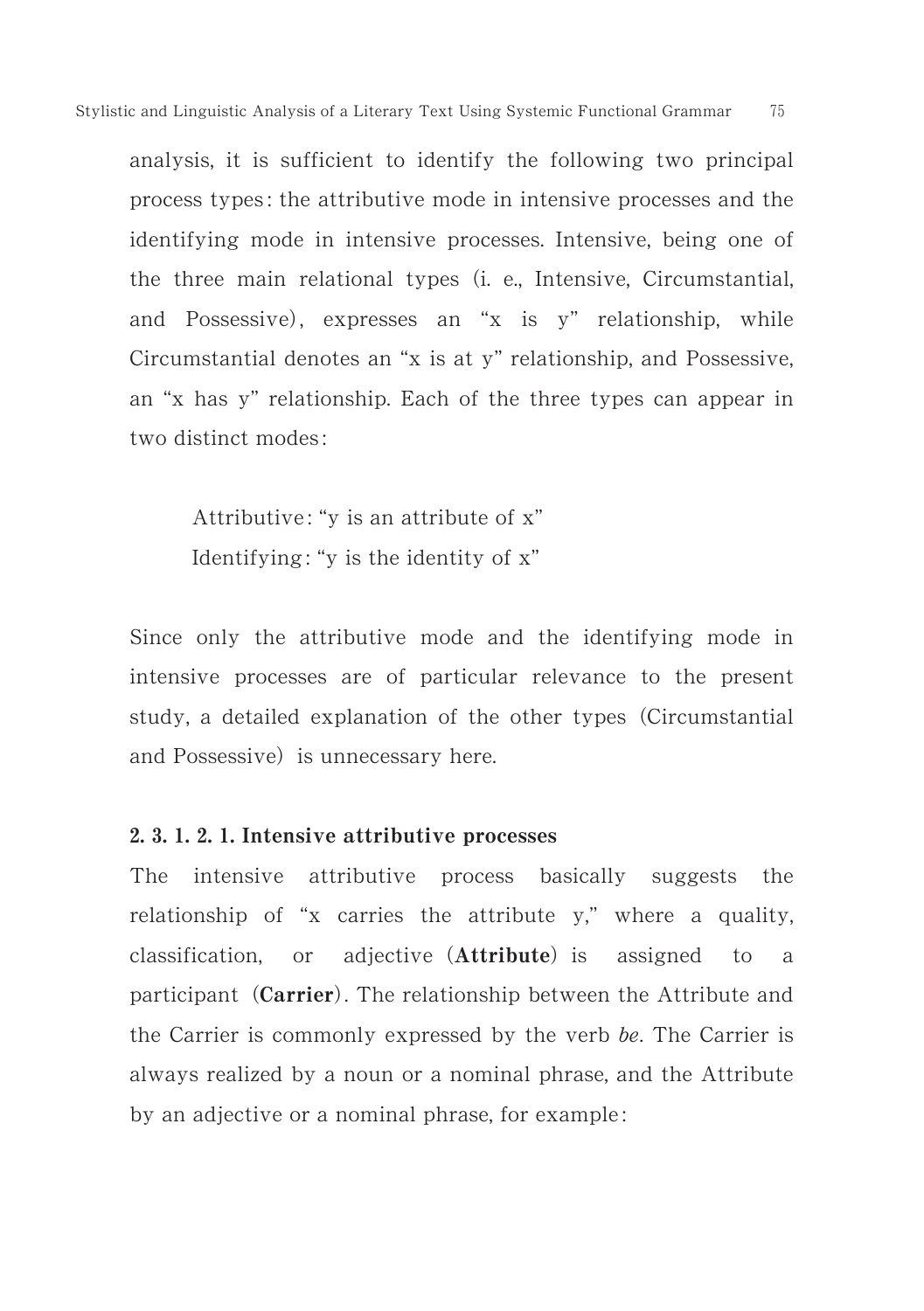analysis, it is sufficient to identify the following two principal process types: the attributive mode in intensive processes and the identifying mode in intensive processes. Intensive, being one of the three main relational types (i. e., Intensive, Circumstantial, and Possessive), expresses an "x is y" relationship, while Circumstantial denotes an "x is at y" relationship, and Possessive, an "x has y" relationship. Each of the three types can appear in two distinct modes:

> Attributive: "y is an attribute of x"
> Identifying: "y is the identity of x"

Since only the attributive mode and the identifying mode in intensive processes are of particular relevance to the present study, a detailed explanation of the other types (Circumstantial and Possessive) is unnecessary here.

#### 2. 3. 1. 2. 1. Intensive attributive processes

The intensive attributive process basically suggests the relationship of "x carries the attribute y," where a quality, classification, or adjective (**Attribute**) is assigned to a participant (**Carrier**). The relationship between the Attribute and the Carrier is commonly expressed by the verb *be*. The Carrier is always realized by a noun or a nominal phrase, and the Attribute by an adjective or a nominal phrase, for example: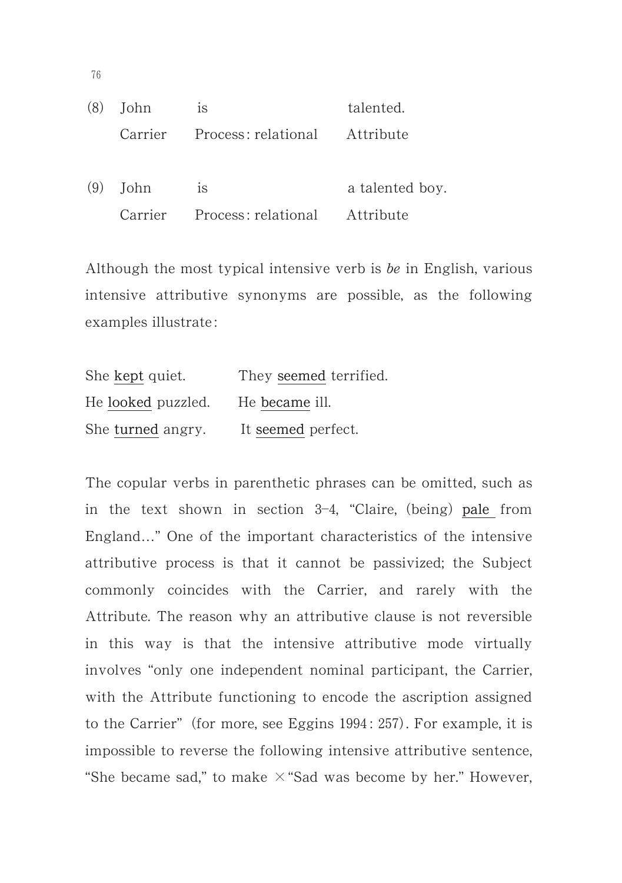(8) John is talented.

| John | is | talented. |
|---|---|---|
| Carrier | Process: relational | Attribute |

(9) John is a talented boy.

| John | is | a talented boy. |
|---|---|---|
| Carrier | Process: relational | Attribute |

Although the most typical intensive verb is *be* in English, various intensive attributive synonyms are possible, as the following examples illustrate:

| | |
|---|---|
| She kept quiet. | They seemed terrified. |
| He looked puzzled. | He became ill. |
| She turned angry. | It seemed perfect. |

The copular verbs in parenthetic phrases can be omitted, such as in the text shown in section 3–4, "Claire, (being) pale from England…" One of the important characteristics of the intensive attributive process is that it cannot be passivized; the Subject commonly coincides with the Carrier, and rarely with the Attribute. The reason why an attributive clause is not reversible in this way is that the intensive attributive mode virtually involves "only one independent nominal participant, the Carrier, with the Attribute functioning to encode the ascription assigned to the Carrier" (for more, see Eggins 1994: 257). For example, it is impossible to reverse the following intensive attributive sentence, "She became sad," to make ×"Sad was become by her." However,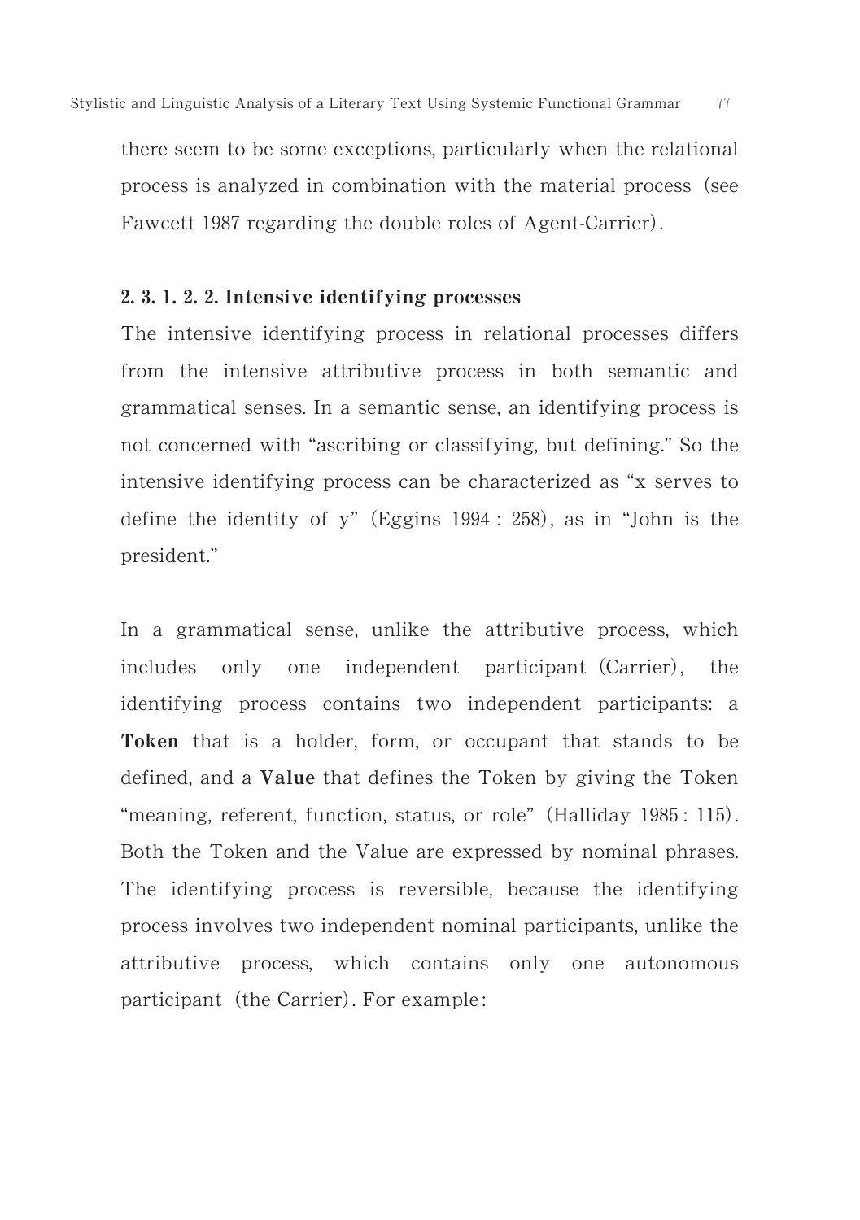there seem to be some exceptions, particularly when the relational process is analyzed in combination with the material process (see Fawcett 1987 regarding the double roles of Agent-Carrier).

#### 2. 3. 1. 2. 2. Intensive identifying processes

The intensive identifying process in relational processes differs from the intensive attributive process in both semantic and grammatical senses. In a semantic sense, an identifying process is not concerned with "ascribing or classifying, but defining." So the intensive identifying process can be characterized as "x serves to define the identity of y" (Eggins 1994 : 258), as in "John is the president."

In a grammatical sense, unlike the attributive process, which includes only one independent participant (Carrier), the identifying process contains two independent participants: a **Token** that is a holder, form, or occupant that stands to be defined, and a **Value** that defines the Token by giving the Token "meaning, referent, function, status, or role" (Halliday 1985 : 115). Both the Token and the Value are expressed by nominal phrases. The identifying process is reversible, because the identifying process involves two independent nominal participants, unlike the attributive process, which contains only one autonomous participant (the Carrier). For example: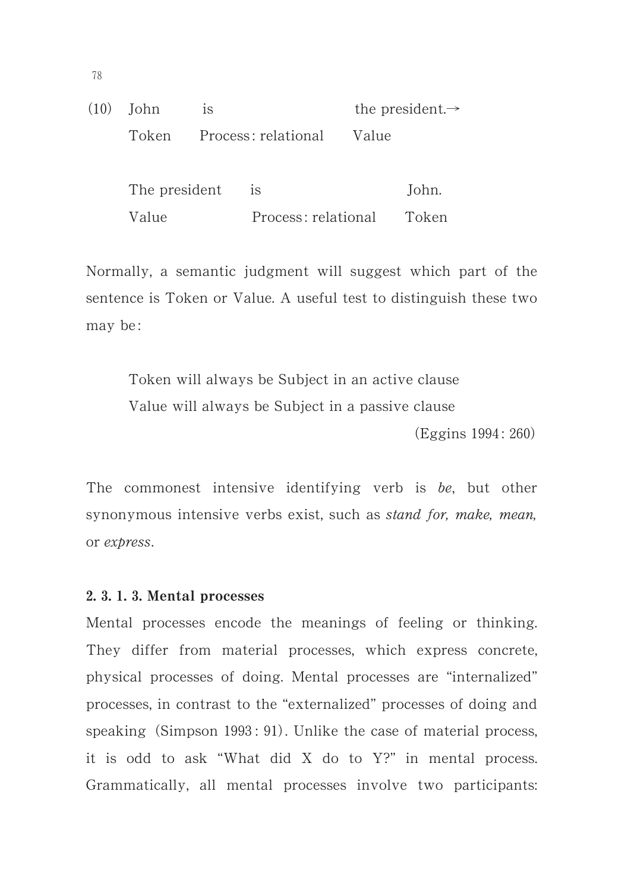(10) John is the president.→

| John | is | the president.→ |
| --- | --- | --- |
| Token | Process: relational | Value |

| The president | is | John. |
| --- | --- | --- |
| Value | Process: relational | Token |

Normally, a semantic judgment will suggest which part of the sentence is Token or Value. A useful test to distinguish these two may be:

> Token will always be Subject in an active clause
> Value will always be Subject in a passive clause
>
> (Eggins 1994: 260)

The commonest intensive identifying verb is *be*, but other synonymous intensive verbs exist, such as *stand for, make, mean,* or *express*.

#### 2. 3. 1. 3. Mental processes

Mental processes encode the meanings of feeling or thinking. They differ from material processes, which express concrete, physical processes of doing. Mental processes are "internalized" processes, in contrast to the "externalized" processes of doing and speaking (Simpson 1993: 91). Unlike the case of material process, it is odd to ask "What did X do to Y?" in mental process. Grammatically, all mental processes involve two participants: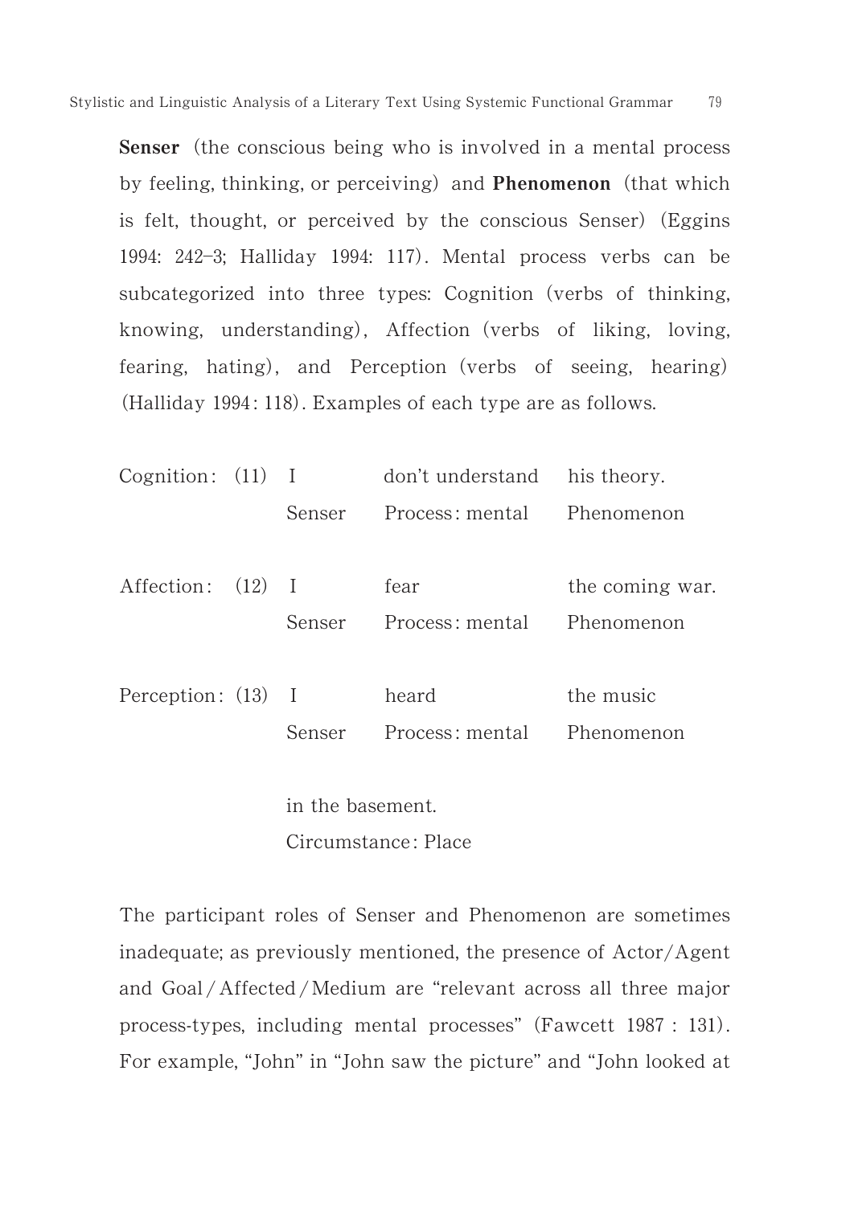**Senser** (the conscious being who is involved in a mental process by feeling, thinking, or perceiving) and **Phenomenon** (that which is felt, thought, or perceived by the conscious Senser) (Eggins 1994: 242–3; Halliday 1994: 117). Mental process verbs can be subcategorized into three types: Cognition (verbs of thinking, knowing, understanding), Affection (verbs of liking, loving, fearing, hating), and Perception (verbs of seeing, hearing) (Halliday 1994: 118). Examples of each type are as follows.

| | | | | |
|---|---|---|---|---|
| Cognition: | (11) | I | don't understand | his theory. |
| | | Senser | Process: mental | Phenomenon |

| | | | | |
|---|---|---|---|---|
| Affection: | (12) | I | fear | the coming war. |
| | | Senser | Process: mental | Phenomenon |

| | | | | | |
|---|---|---|---|---|---|
| Perception: | (13) | I | heard | the music | in the basement. |
| | | Senser | Process: mental | Phenomenon | Circumstance: Place |

The participant roles of Senser and Phenomenon are sometimes inadequate; as previously mentioned, the presence of Actor/Agent and Goal/Affected/Medium are "relevant across all three major process-types, including mental processes" (Fawcett 1987 : 131). For example, "John" in "John saw the picture" and "John looked at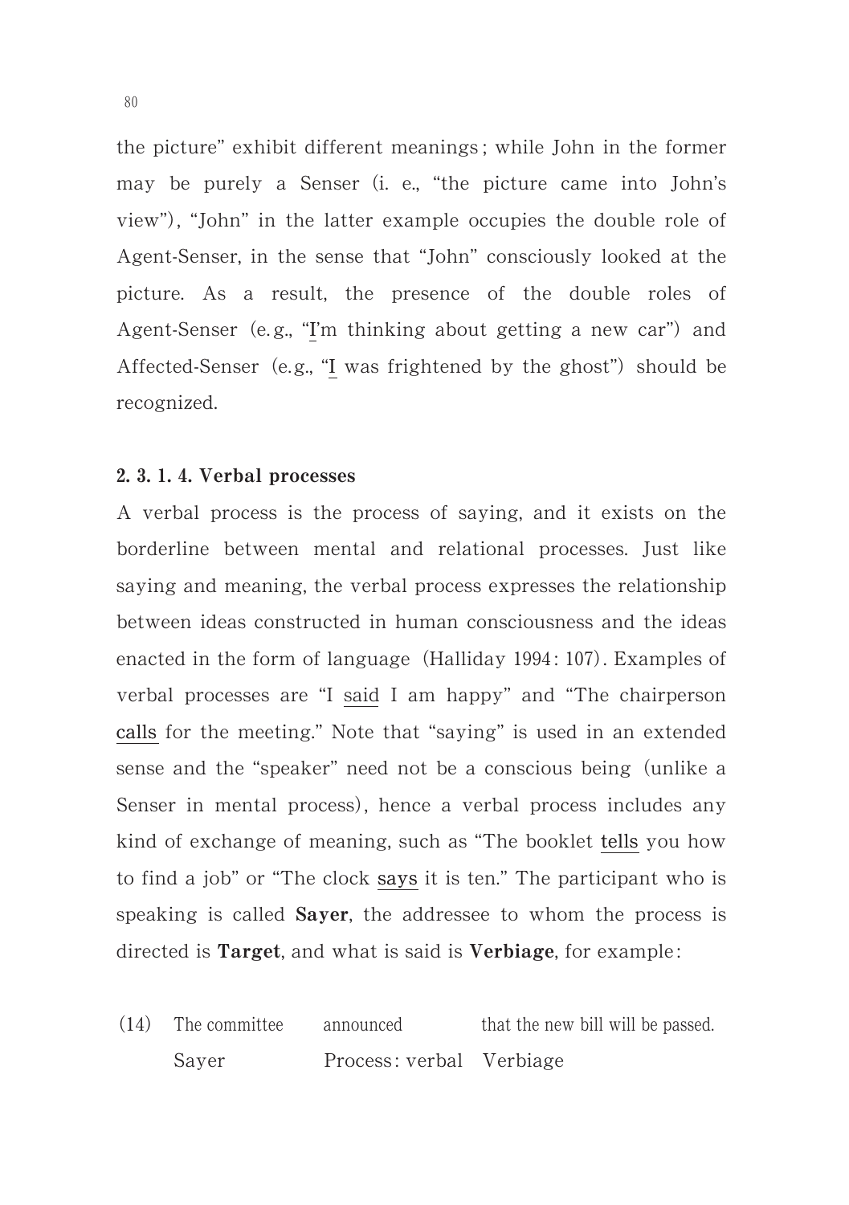the picture" exhibit different meanings; while John in the former may be purely a Senser (i. e., "the picture came into John's view"), "John" in the latter example occupies the double role of Agent-Senser, in the sense that "John" consciously looked at the picture. As a result, the presence of the double roles of Agent-Senser (e.g., "I'm thinking about getting a new car") and Affected-Senser (e.g., "I was frightened by the ghost") should be recognized.

### 2. 3. 1. 4. Verbal processes

A verbal process is the process of saying, and it exists on the borderline between mental and relational processes. Just like saying and meaning, the verbal process expresses the relationship between ideas constructed in human consciousness and the ideas enacted in the form of language (Halliday 1994: 107). Examples of verbal processes are "I said I am happy" and "The chairperson calls for the meeting." Note that "saying" is used in an extended sense and the "speaker" need not be a conscious being (unlike a Senser in mental process), hence a verbal process includes any kind of exchange of meaning, such as "The booklet tells you how to find a job" or "The clock says it is ten." The participant who is speaking is called **Sayer**, the addressee to whom the process is directed is **Target**, and what is said is **Verbiage**, for example:

| (14) | The committee | announced | that the new bill will be passed. |
|---|---|---|---|
| | Sayer | Process: verbal | Verbiage |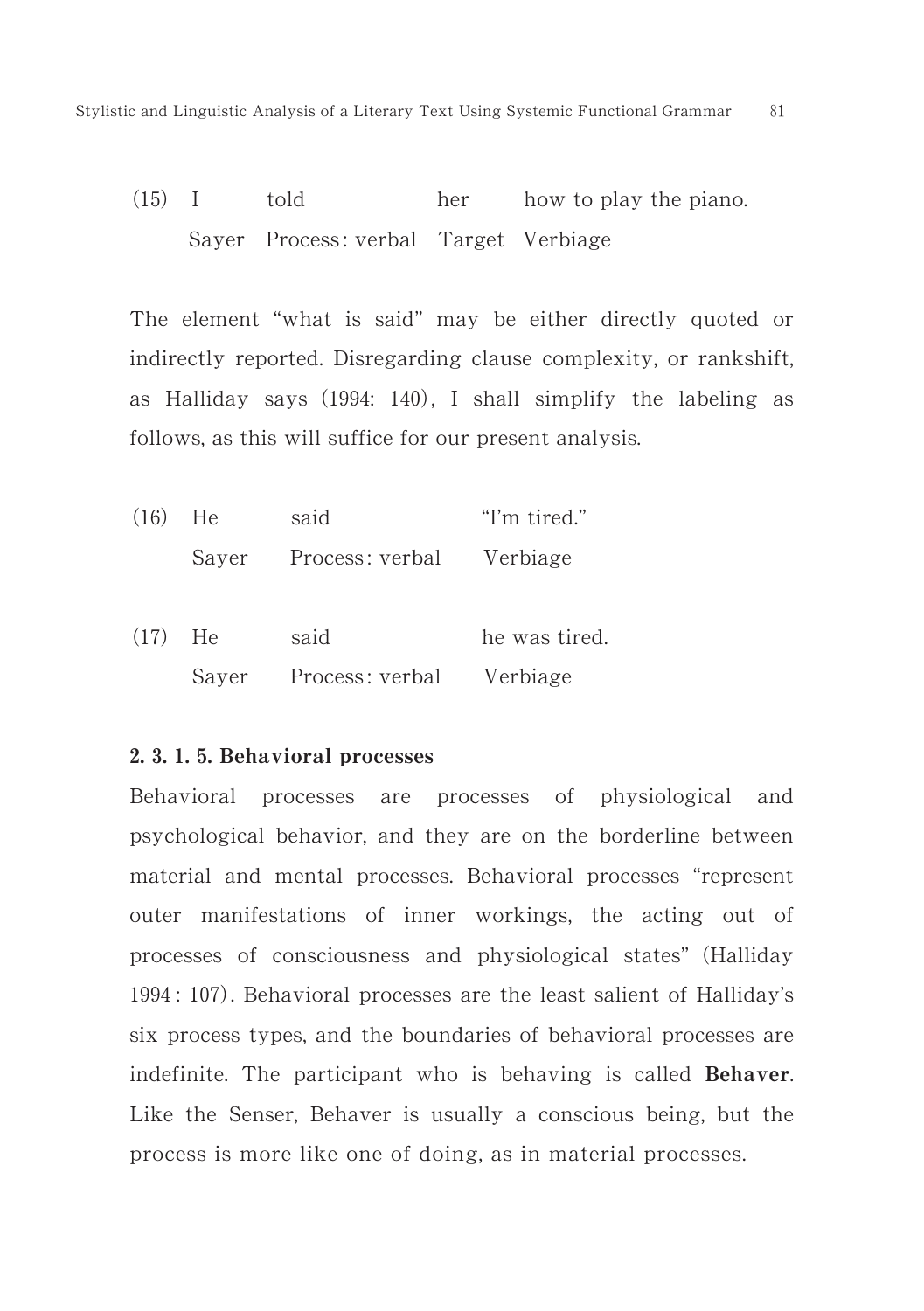(15) I told her how to play the piano.

| I | told | her | how to play the piano. |
|---|---|---|---|
| Sayer | Process: verbal | Target | Verbiage |

The element "what is said" may be either directly quoted or indirectly reported. Disregarding clause complexity, or rankshift, as Halliday says (1994: 140), I shall simplify the labeling as follows, as this will suffice for our present analysis.

(16) He said "I'm tired."

| He | said | "I'm tired." |
|---|---|---|
| Sayer | Process: verbal | Verbiage |

(17) He said he was tired.

| He | said | he was tired. |
|---|---|---|
| Sayer | Process: verbal | Verbiage |

#### 2. 3. 1. 5. Behavioral processes

Behavioral processes are processes of physiological and psychological behavior, and they are on the borderline between material and mental processes. Behavioral processes "represent outer manifestations of inner workings, the acting out of processes of consciousness and physiological states" (Halliday 1994 : 107). Behavioral processes are the least salient of Halliday's six process types, and the boundaries of behavioral processes are indefinite. The participant who is behaving is called **Behaver**. Like the Senser, Behaver is usually a conscious being, but the process is more like one of doing, as in material processes.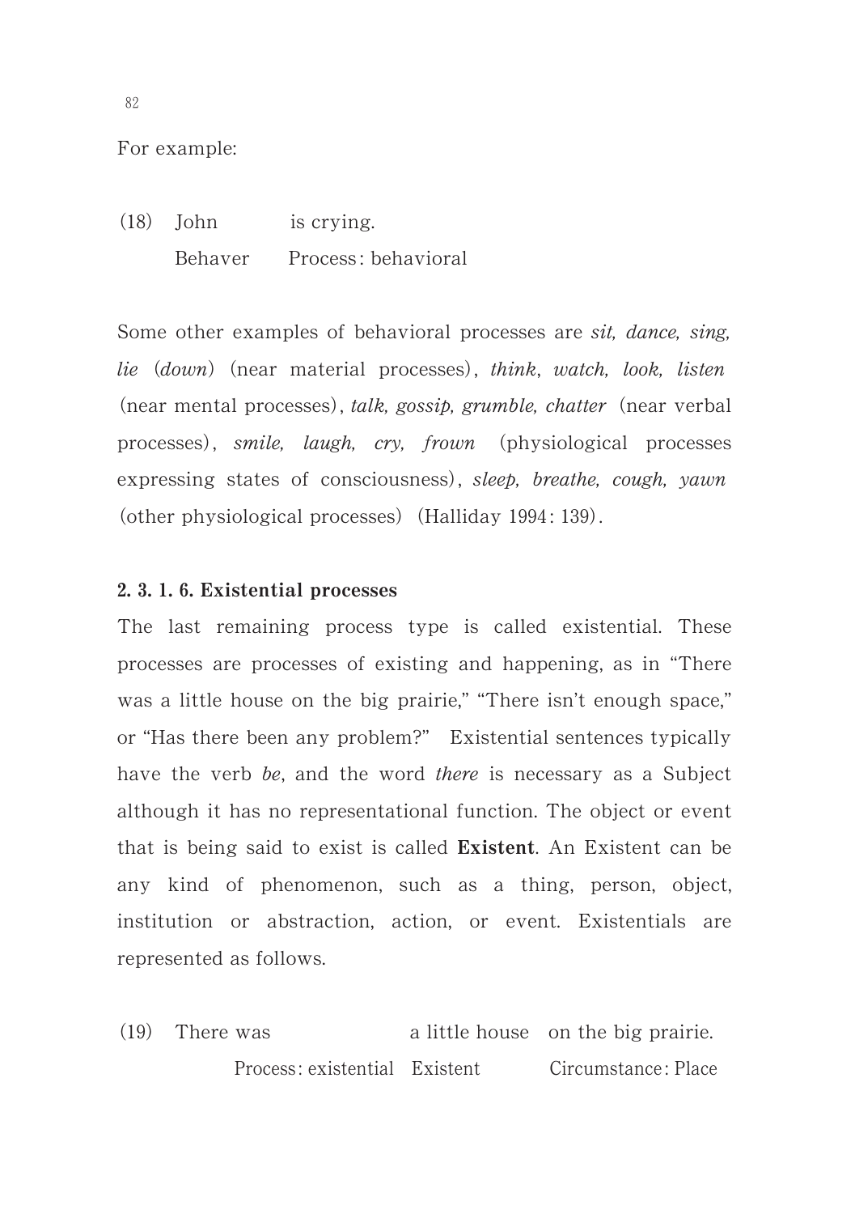For example:

(18) John is crying.
Behaver Process: behavioral

Some other examples of behavioral processes are *sit, dance, sing, lie* (*down*) (near material processes), *think*, *watch, look, listen* (near mental processes), *talk, gossip, grumble, chatter* (near verbal processes), *smile, laugh, cry, frown* (physiological processes expressing states of consciousness), *sleep, breathe, cough, yawn* (other physiological processes) (Halliday 1994: 139).

#### 2. 3. 1. 6. Existential processes

The last remaining process type is called existential. These processes are processes of existing and happening, as in "There was a little house on the big prairie," "There isn't enough space," or "Has there been any problem?" Existential sentences typically have the verb *be*, and the word *there* is necessary as a Subject although it has no representational function. The object or event that is being said to exist is called **Existent**. An Existent can be any kind of phenomenon, such as a thing, person, object, institution or abstraction, action, or event. Existentials are represented as follows.

(19) There was a little house on the big prairie.
Process: existential Existent Circumstance: Place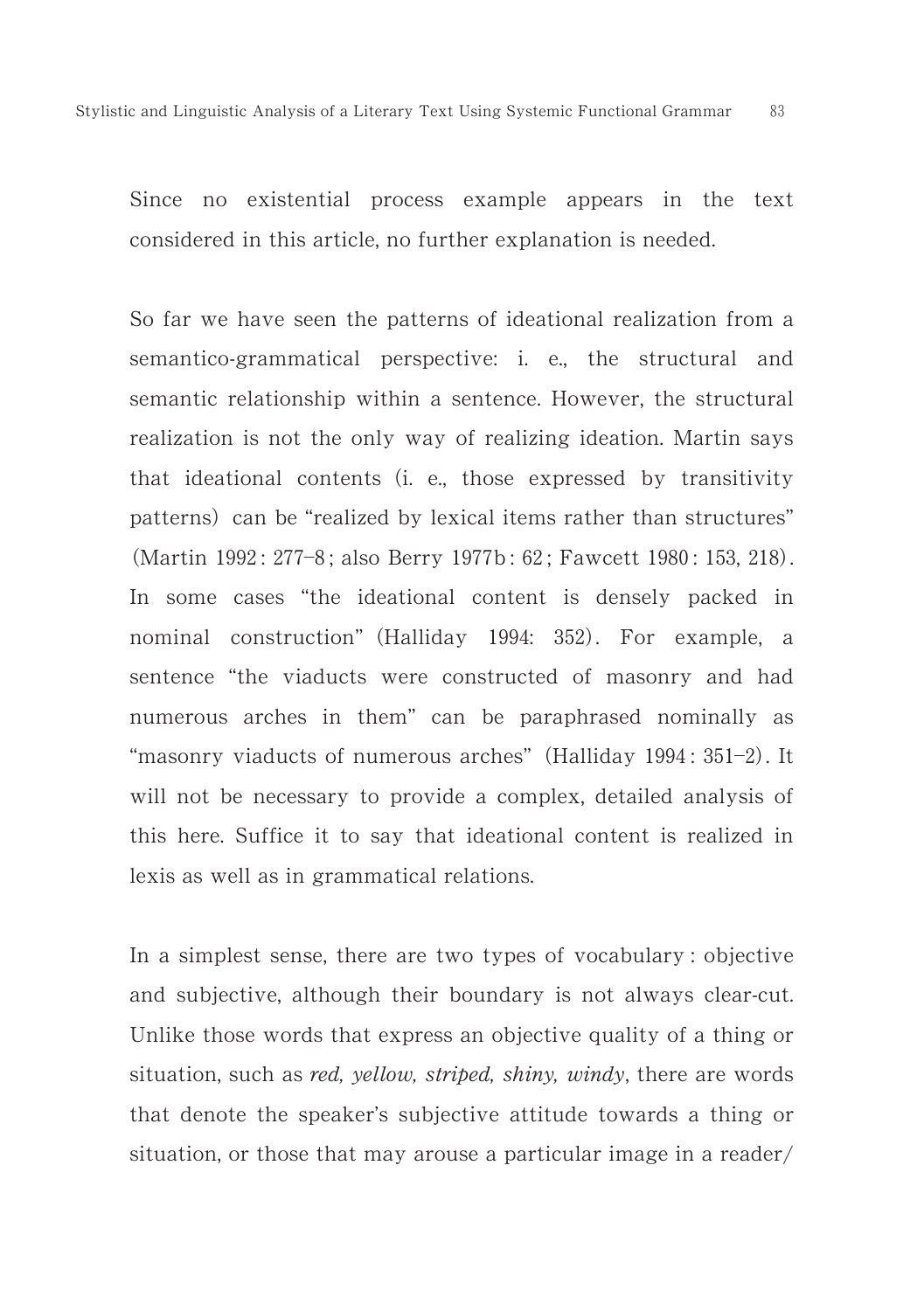Since no existential process example appears in the text considered in this article, no further explanation is needed.

So far we have seen the patterns of ideational realization from a semantico-grammatical perspective: i. e., the structural and semantic relationship within a sentence. However, the structural realization is not the only way of realizing ideation. Martin says that ideational contents (i. e., those expressed by transitivity patterns) can be "realized by lexical items rather than structures" (Martin 1992 : 277–8 ; also Berry 1977b : 62 ; Fawcett 1980 : 153, 218). In some cases "the ideational content is densely packed in nominal construction" (Halliday 1994: 352). For example, a sentence "the viaducts were constructed of masonry and had numerous arches in them" can be paraphrased nominally as "masonry viaducts of numerous arches" (Halliday 1994 : 351–2). It will not be necessary to provide a complex, detailed analysis of this here. Suffice it to say that ideational content is realized in lexis as well as in grammatical relations.

In a simplest sense, there are two types of vocabulary : objective and subjective, although their boundary is not always clear-cut. Unlike those words that express an objective quality of a thing or situation, such as *red, yellow, striped, shiny, windy*, there are words that denote the speaker's subjective attitude towards a thing or situation, or those that may arouse a particular image in a reader/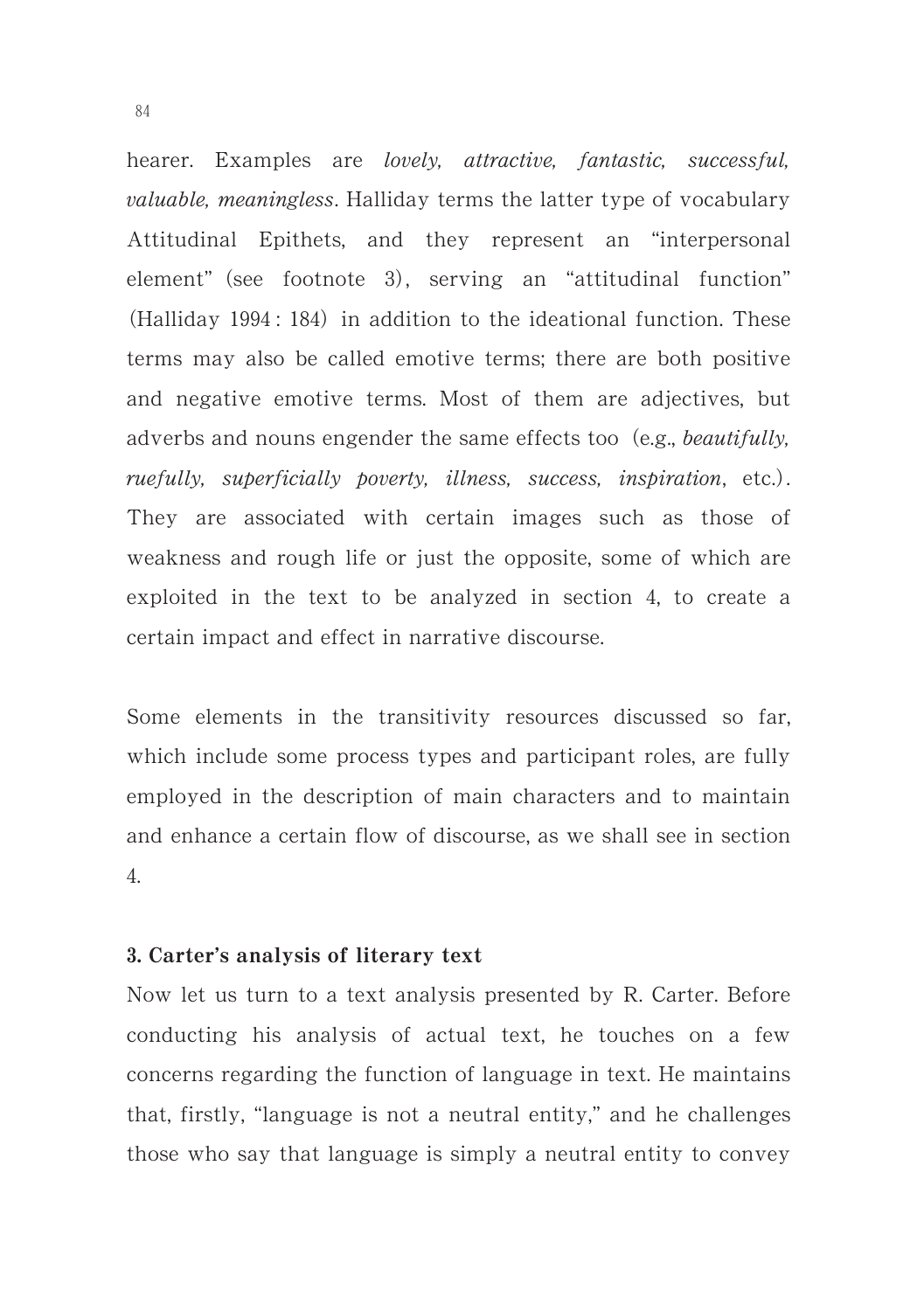hearer. Examples are *lovely, attractive, fantastic, successful, valuable, meaningless*. Halliday terms the latter type of vocabulary Attitudinal Epithets, and they represent an "interpersonal element" (see footnote 3), serving an "attitudinal function" (Halliday 1994 : 184) in addition to the ideational function. These terms may also be called emotive terms; there are both positive and negative emotive terms. Most of them are adjectives, but adverbs and nouns engender the same effects too (e.g., *beautifully, ruefully, superficially poverty, illness, success, inspiration*, etc.). They are associated with certain images such as those of weakness and rough life or just the opposite, some of which are exploited in the text to be analyzed in section 4, to create a certain impact and effect in narrative discourse.

Some elements in the transitivity resources discussed so far, which include some process types and participant roles, are fully employed in the description of main characters and to maintain and enhance a certain flow of discourse, as we shall see in section 4.

### 3. Carter's analysis of literary text

Now let us turn to a text analysis presented by R. Carter. Before conducting his analysis of actual text, he touches on a few concerns regarding the function of language in text. He maintains that, firstly, "language is not a neutral entity," and he challenges those who say that language is simply a neutral entity to convey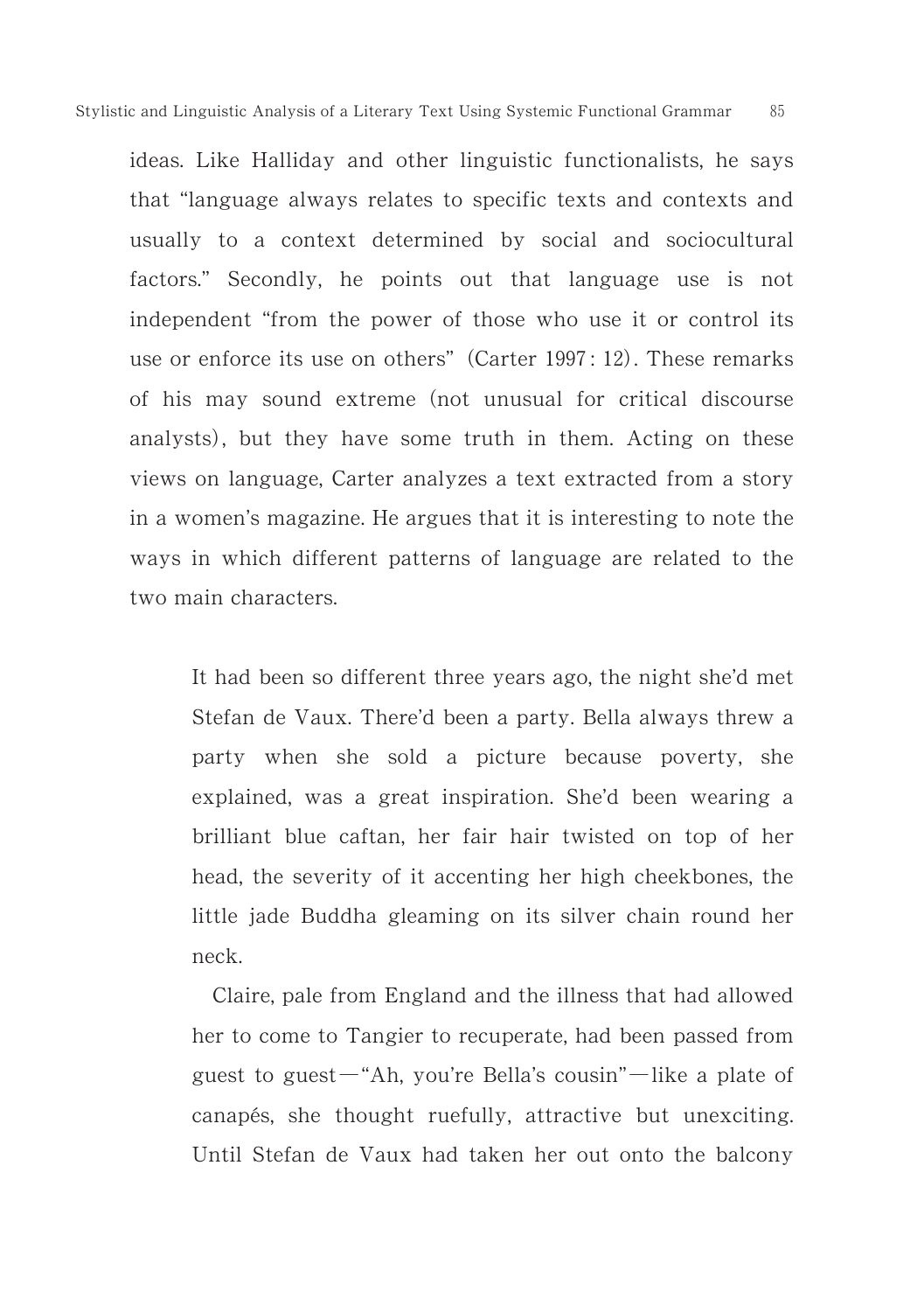ideas. Like Halliday and other linguistic functionalists, he says that "language always relates to specific texts and contexts and usually to a context determined by social and sociocultural factors." Secondly, he points out that language use is not independent "from the power of those who use it or control its use or enforce its use on others" (Carter 1997 : 12). These remarks of his may sound extreme (not unusual for critical discourse analysts), but they have some truth in them. Acting on these views on language, Carter analyzes a text extracted from a story in a women's magazine. He argues that it is interesting to note the ways in which different patterns of language are related to the two main characters.

> It had been so different three years ago, the night she'd met Stefan de Vaux. There'd been a party. Bella always threw a party when she sold a picture because poverty, she explained, was a great inspiration. She'd been wearing a brilliant blue caftan, her fair hair twisted on top of her head, the severity of it accenting her high cheekbones, the little jade Buddha gleaming on its silver chain round her neck.
>
> Claire, pale from England and the illness that had allowed her to come to Tangier to recuperate, had been passed from guest to guest—"Ah, you're Bella's cousin"—like a plate of canapés, she thought ruefully, attractive but unexciting. Until Stefan de Vaux had taken her out onto the balcony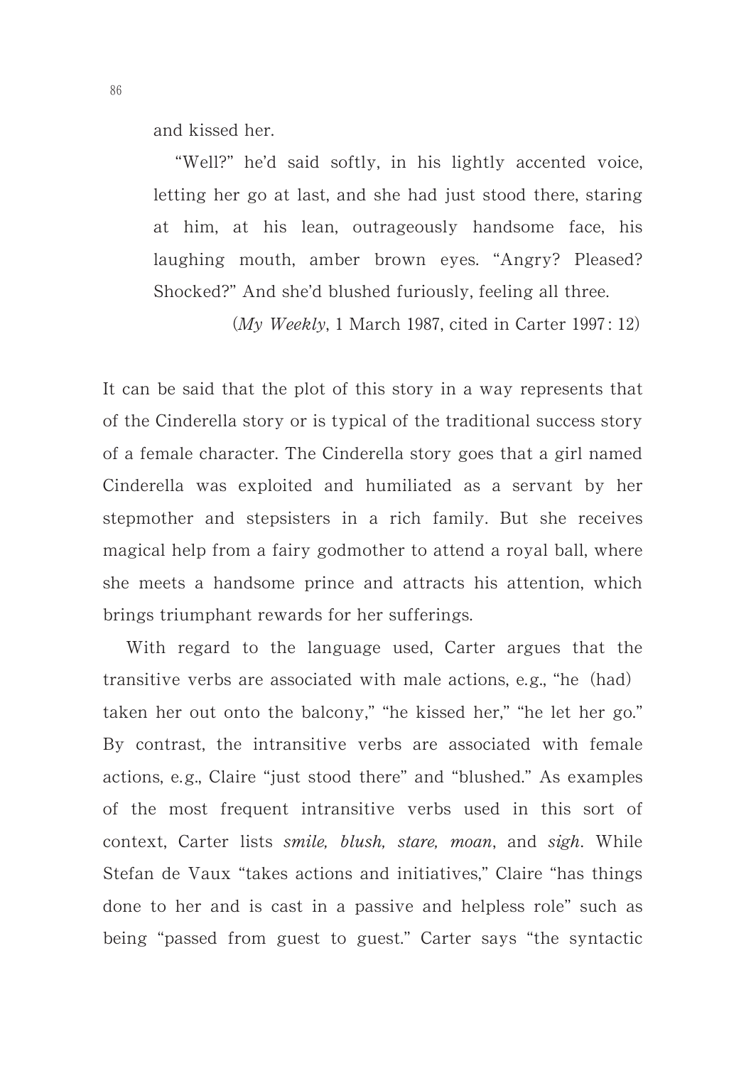and kissed her.

> "Well?" he'd said softly, in his lightly accented voice, letting her go at last, and she had just stood there, staring at him, at his lean, outrageously handsome face, his laughing mouth, amber brown eyes. "Angry? Pleased? Shocked?" And she'd blushed furiously, feeling all three.
>
> (*My Weekly*, 1 March 1987, cited in Carter 1997 : 12)

It can be said that the plot of this story in a way represents that of the Cinderella story or is typical of the traditional success story of a female character. The Cinderella story goes that a girl named Cinderella was exploited and humiliated as a servant by her stepmother and stepsisters in a rich family. But she receives magical help from a fairy godmother to attend a royal ball, where she meets a handsome prince and attracts his attention, which brings triumphant rewards for her sufferings.

With regard to the language used, Carter argues that the transitive verbs are associated with male actions, e.g., "he (had) taken her out onto the balcony," "he kissed her," "he let her go." By contrast, the intransitive verbs are associated with female actions, e.g., Claire "just stood there" and "blushed." As examples of the most frequent intransitive verbs used in this sort of context, Carter lists *smile, blush, stare, moan*, and *sigh*. While Stefan de Vaux "takes actions and initiatives," Claire "has things done to her and is cast in a passive and helpless role" such as being "passed from guest to guest." Carter says "the syntactic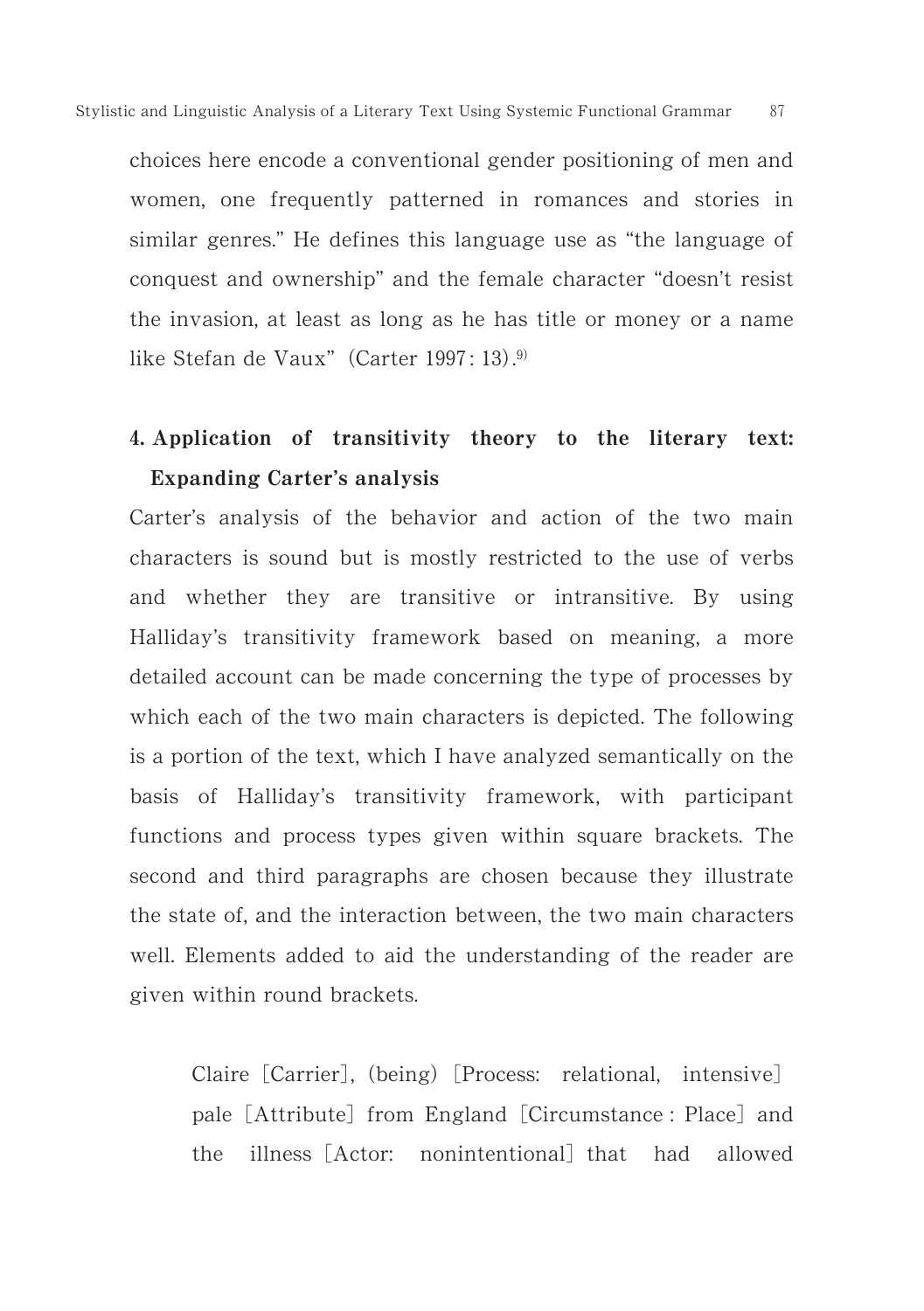choices here encode a conventional gender positioning of men and women, one frequently patterned in romances and stories in similar genres." He defines this language use as "the language of conquest and ownership" and the female character "doesn't resist the invasion, at least as long as he has title or money or a name like Stefan de Vaux" (Carter 1997: 13).[9]

## 4. Application of transitivity theory to the literary text: Expanding Carter's analysis

Carter's analysis of the behavior and action of the two main characters is sound but is mostly restricted to the use of verbs and whether they are transitive or intransitive. By using Halliday's transitivity framework based on meaning, a more detailed account can be made concerning the type of processes by which each of the two main characters is depicted. The following is a portion of the text, which I have analyzed semantically on the basis of Halliday's transitivity framework, with participant functions and process types given within square brackets. The second and third paragraphs are chosen because they illustrate the state of, and the interaction between, the two main characters well. Elements added to aid the understanding of the reader are given within round brackets.

> Claire [Carrier], (being) [Process: relational, intensive] pale [Attribute] from England [Circumstance: Place] and the illness [Actor: nonintentional] that had allowed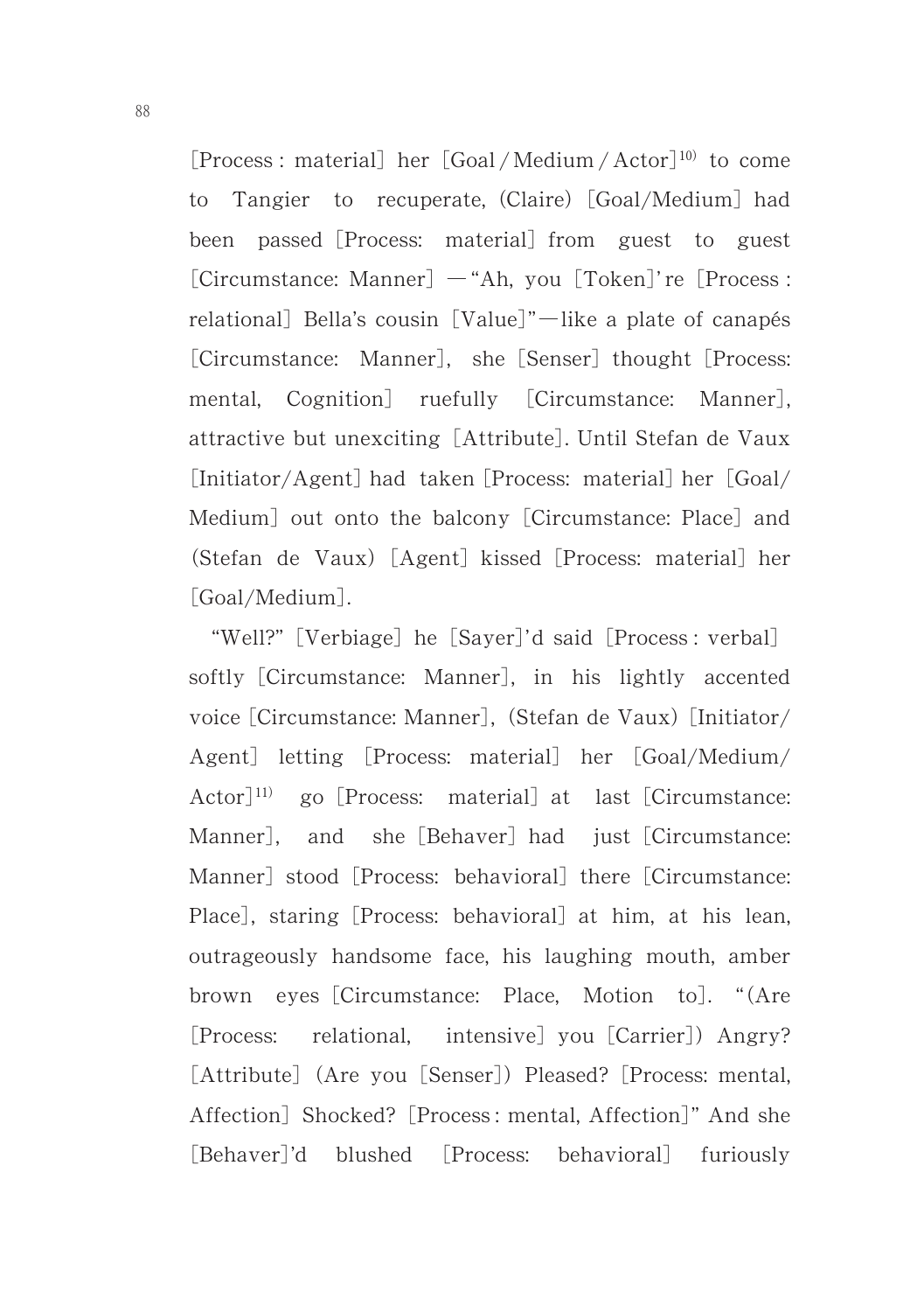[Process : material] her [Goal / Medium / Actor][10] to come to Tangier to recuperate, (Claire) [Goal/Medium] had been passed [Process: material] from guest to guest [Circumstance: Manner] —"Ah, you [Token]'re [Process : relational] Bella's cousin [Value]"—like a plate of canapés [Circumstance: Manner], she [Senser] thought [Process: mental, Cognition] ruefully [Circumstance: Manner], attractive but unexciting [Attribute]. Until Stefan de Vaux [Initiator/Agent] had taken [Process: material] her [Goal/ Medium] out onto the balcony [Circumstance: Place] and (Stefan de Vaux) [Agent] kissed [Process: material] her [Goal/Medium].

"Well?" [Verbiage] he [Sayer]'d said [Process : verbal] softly [Circumstance: Manner], in his lightly accented voice [Circumstance: Manner], (Stefan de Vaux) [Initiator/ Agent] letting [Process: material] her [Goal/Medium/ Actor][11] go [Process: material] at last [Circumstance: Manner], and she [Behaver] had just [Circumstance: Manner] stood [Process: behavioral] there [Circumstance: Place], staring [Process: behavioral] at him, at his lean, outrageously handsome face, his laughing mouth, amber brown eyes [Circumstance: Place, Motion to]. "(Are [Process: relational, intensive] you [Carrier]) Angry? [Attribute] (Are you [Senser]) Pleased? [Process: mental, Affection] Shocked? [Process : mental, Affection]" And she [Behaver]'d blushed [Process: behavioral] furiously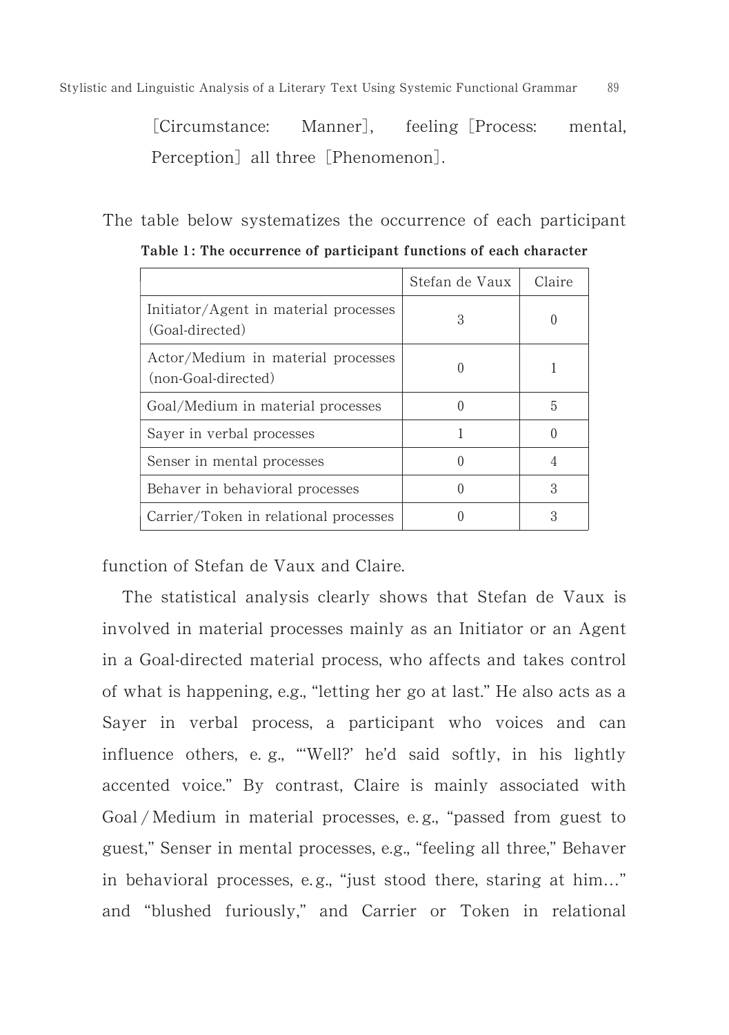[Circumstance: Manner], feeling [Process: mental, Perception] all three [Phenomenon].

The table below systematizes the occurrence of each participant function of Stefan de Vaux and Claire.

**Table 1: The occurrence of participant functions of each character**

| | Stefan de Vaux | Claire |
|---|---|---|
| Initiator/Agent in material processes (Goal-directed) | 3 | 0 |
| Actor/Medium in material processes (non-Goal-directed) | 0 | 1 |
| Goal/Medium in material processes | 0 | 5 |
| Sayer in verbal processes | 1 | 0 |
| Senser in mental processes | 0 | 4 |
| Behaver in behavioral processes | 0 | 3 |
| Carrier/Token in relational processes | 0 | 3 |

The statistical analysis clearly shows that Stefan de Vaux is involved in material processes mainly as an Initiator or an Agent in a Goal-directed material process, who affects and takes control of what is happening, e.g., "letting her go at last." He also acts as a Sayer in verbal process, a participant who voices and can influence others, e. g., "'Well?' he'd said softly, in his lightly accented voice." By contrast, Claire is mainly associated with Goal / Medium in material processes, e. g., "passed from guest to guest," Senser in mental processes, e.g., "feeling all three," Behaver in behavioral processes, e. g., "just stood there, staring at him…" and "blushed furiously," and Carrier or Token in relational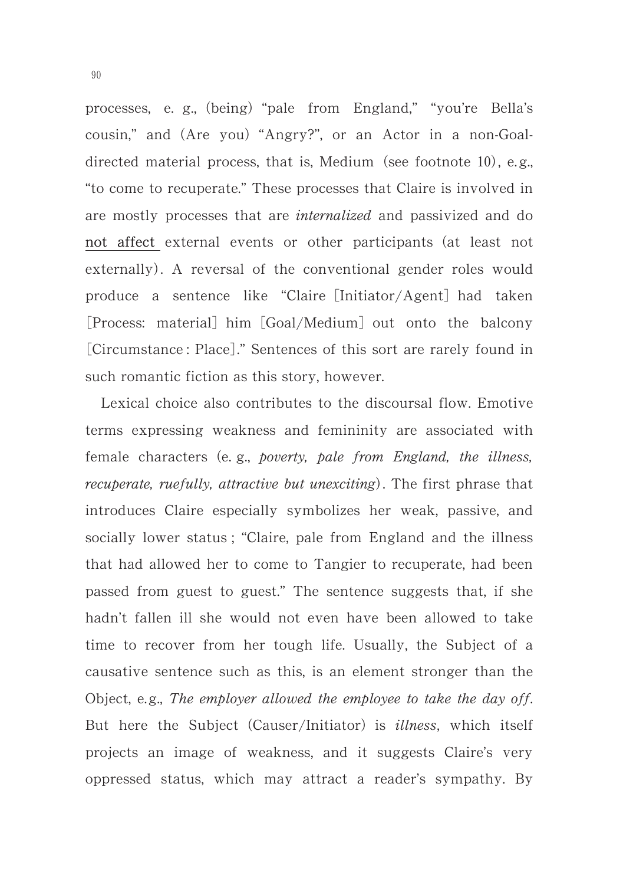processes, e. g., (being) "pale from England," "you're Bella's cousin," and (Are you) "Angry?", or an Actor in a non-Goal-directed material process, that is, Medium (see footnote 10), e.g., "to come to recuperate." These processes that Claire is involved in are mostly processes that are *internalized* and passivized and do not affect external events or other participants (at least not externally). A reversal of the conventional gender roles would produce a sentence like "Claire [Initiator/Agent] had taken [Process: material] him [Goal/Medium] out onto the balcony [Circumstance: Place]." Sentences of this sort are rarely found in such romantic fiction as this story, however.

Lexical choice also contributes to the discoursal flow. Emotive terms expressing weakness and femininity are associated with female characters (e. g., *poverty, pale from England, the illness, recuperate, ruefully, attractive but unexciting*). The first phrase that introduces Claire especially symbolizes her weak, passive, and socially lower status; "Claire, pale from England and the illness that had allowed her to come to Tangier to recuperate, had been passed from guest to guest." The sentence suggests that, if she hadn't fallen ill she would not even have been allowed to take time to recover from her tough life. Usually, the Subject of a causative sentence such as this, is an element stronger than the Object, e.g., *The employer allowed the employee to take the day off*. But here the Subject (Causer/Initiator) is *illness*, which itself projects an image of weakness, and it suggests Claire's very oppressed status, which may attract a reader's sympathy. By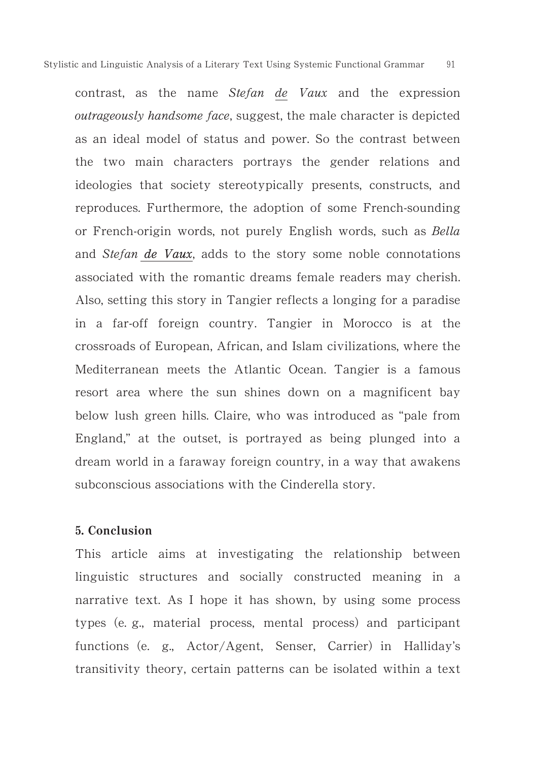contrast, as the name *Stefan de Vaux* and the expression *outrageously handsome face*, suggest, the male character is depicted as an ideal model of status and power. So the contrast between the two main characters portrays the gender relations and ideologies that society stereotypically presents, constructs, and reproduces. Furthermore, the adoption of some French-sounding or French-origin words, not purely English words, such as *Bella* and *Stefan **de Vaux***, adds to the story some noble connotations associated with the romantic dreams female readers may cherish. Also, setting this story in Tangier reflects a longing for a paradise in a far-off foreign country. Tangier in Morocco is at the crossroads of European, African, and Islam civilizations, where the Mediterranean meets the Atlantic Ocean. Tangier is a famous resort area where the sun shines down on a magnificent bay below lush green hills. Claire, who was introduced as "pale from England," at the outset, is portrayed as being plunged into a dream world in a faraway foreign country, in a way that awakens subconscious associations with the Cinderella story.

## 5. Conclusion

This article aims at investigating the relationship between linguistic structures and socially constructed meaning in a narrative text. As I hope it has shown, by using some process types (e. g., material process, mental process) and participant functions (e. g., Actor/Agent, Senser, Carrier) in Halliday's transitivity theory, certain patterns can be isolated within a text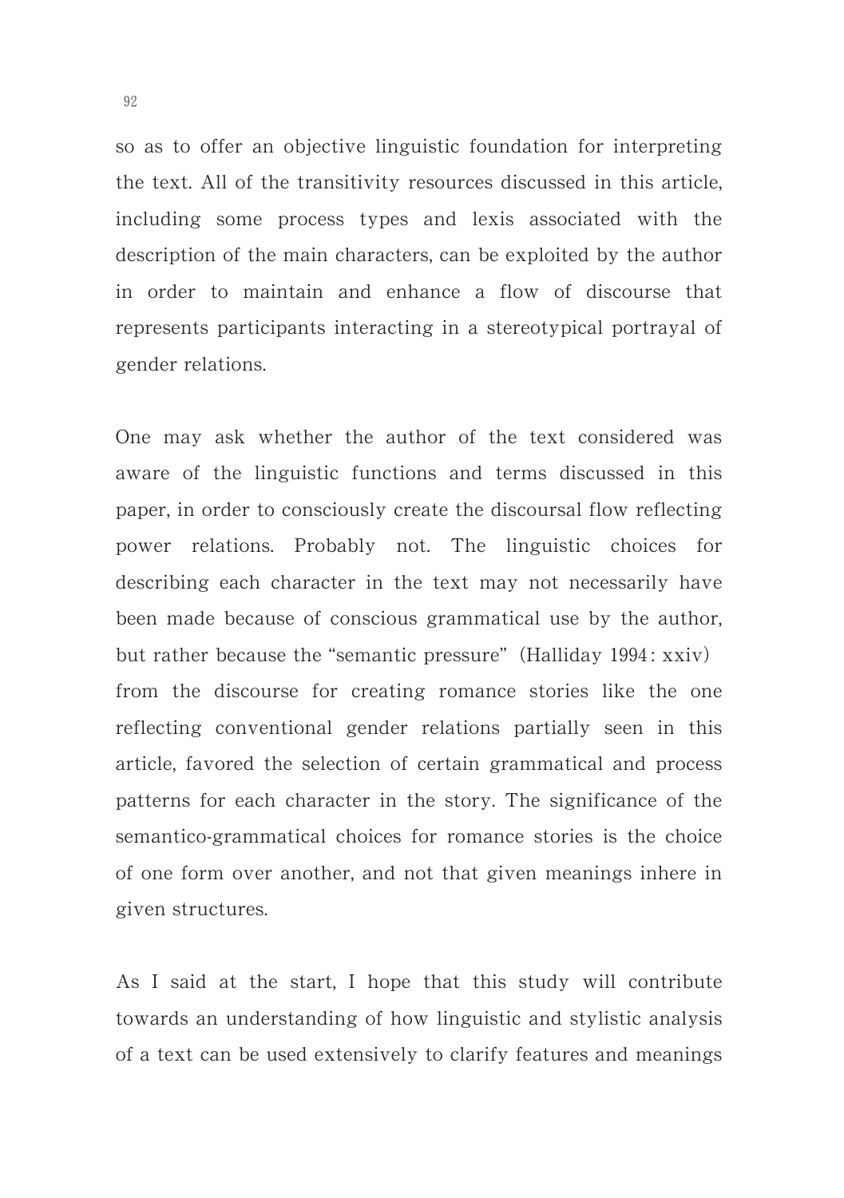so as to offer an objective linguistic foundation for interpreting the text. All of the transitivity resources discussed in this article, including some process types and lexis associated with the description of the main characters, can be exploited by the author in order to maintain and enhance a flow of discourse that represents participants interacting in a stereotypical portrayal of gender relations.

One may ask whether the author of the text considered was aware of the linguistic functions and terms discussed in this paper, in order to consciously create the discoursal flow reflecting power relations. Probably not. The linguistic choices for describing each character in the text may not necessarily have been made because of conscious grammatical use by the author, but rather because the "semantic pressure" (Halliday 1994: xxiv) from the discourse for creating romance stories like the one reflecting conventional gender relations partially seen in this article, favored the selection of certain grammatical and process patterns for each character in the story. The significance of the semantico-grammatical choices for romance stories is the choice of one form over another, and not that given meanings inhere in given structures.

As I said at the start, I hope that this study will contribute towards an understanding of how linguistic and stylistic analysis of a text can be used extensively to clarify features and meanings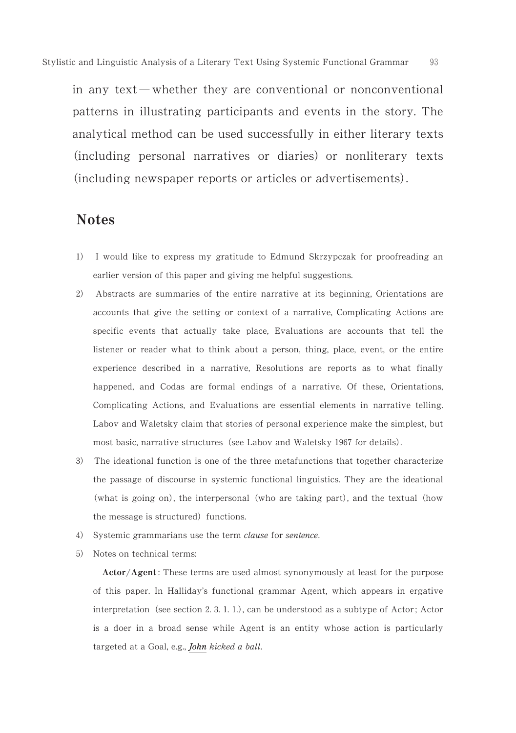in any text—whether they are conventional or nonconventional patterns in illustrating participants and events in the story. The analytical method can be used successfully in either literary texts (including personal narratives or diaries) or nonliterary texts (including newspaper reports or articles or advertisements).

## Notes

1) I would like to express my gratitude to Edmund Skrzypczak for proofreading an earlier version of this paper and giving me helpful suggestions.

2) Abstracts are summaries of the entire narrative at its beginning, Orientations are accounts that give the setting or context of a narrative, Complicating Actions are specific events that actually take place, Evaluations are accounts that tell the listener or reader what to think about a person, thing, place, event, or the entire experience described in a narrative, Resolutions are reports as to what finally happened, and Codas are formal endings of a narrative. Of these, Orientations, Complicating Actions, and Evaluations are essential elements in narrative telling. Labov and Waletsky claim that stories of personal experience make the simplest, but most basic, narrative structures (see Labov and Waletsky 1967 for details).

3) The ideational function is one of the three metafunctions that together characterize the passage of discourse in systemic functional linguistics. They are the ideational (what is going on), the interpersonal (who are taking part), and the textual (how the message is structured) functions.

4) Systemic grammarians use the term *clause* for *sentence*.

5) Notes on technical terms:

**Actor/Agent**: These terms are used almost synonymously at least for the purpose of this paper. In Halliday's functional grammar Agent, which appears in ergative interpretation (see section 2. 3. 1. 1.), can be understood as a subtype of Actor; Actor is a doer in a broad sense while Agent is an entity whose action is particularly targeted at a Goal, e.g., ***<u>John</u>*** *kicked a ball*.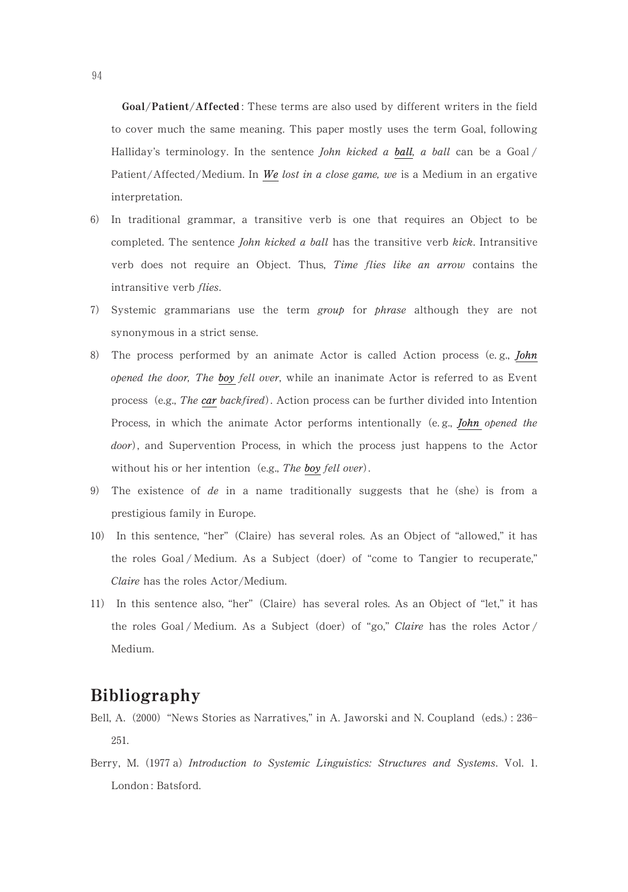**Goal/Patient/Affected**: These terms are also used by different writers in the field to cover much the same meaning. This paper mostly uses the term Goal, following Halliday's terminology. In the sentence *John kicked a **ball**, a ball* can be a Goal / Patient/Affected/Medium. In ***We** lost in a close game, we* is a Medium in an ergative interpretation.

6) In traditional grammar, a transitive verb is one that requires an Object to be completed. The sentence *John kicked a ball* has the transitive verb *kick*. Intransitive verb does not require an Object. Thus, *Time flies like an arrow* contains the intransitive verb *flies*.

7) Systemic grammarians use the term *group* for *phrase* although they are not synonymous in a strict sense.

8) The process performed by an animate Actor is called Action process (e. g., ***John** opened the door, The **boy** fell over*, while an inanimate Actor is referred to as Event process (e.g., *The **car** backfired*). Action process can be further divided into Intention Process, in which the animate Actor performs intentionally (e. g., ***John** opened the door*), and Supervention Process, in which the process just happens to the Actor without his or her intention (e.g., *The **boy** fell over*).

9) The existence of *de* in a name traditionally suggests that he (she) is from a prestigious family in Europe.

10) In this sentence, "her" (Claire) has several roles. As an Object of "allowed," it has the roles Goal / Medium. As a Subject (doer) of "come to Tangier to recuperate," *Claire* has the roles Actor/Medium.

11) In this sentence also, "her" (Claire) has several roles. As an Object of "let," it has the roles Goal / Medium. As a Subject (doer) of "go," *Claire* has the roles Actor / Medium.

## Bibliography

Bell, A. (2000) "News Stories as Narratives," in A. Jaworski and N. Coupland (eds.) : 236–251.

Berry, M. (1977 a) *Introduction to Systemic Linguistics: Structures and Systems*. Vol. 1. London : Batsford.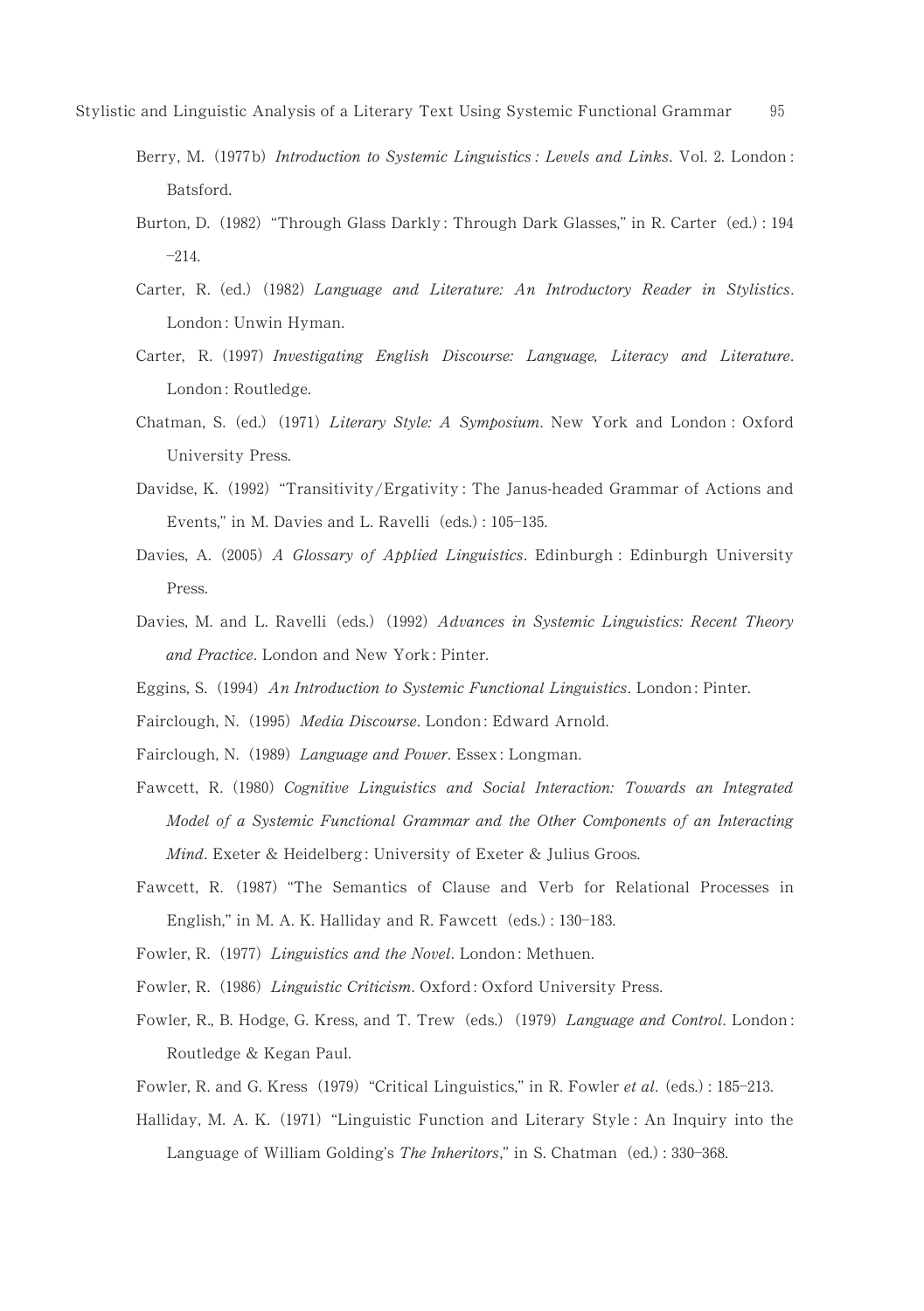Berry, M. (1977b) *Introduction to Systemic Linguistics: Levels and Links*. Vol. 2. London: Batsford.

Burton, D. (1982) "Through Glass Darkly: Through Dark Glasses," in R. Carter (ed.): 194–214.

Carter, R. (ed.) (1982) *Language and Literature: An Introductory Reader in Stylistics*. London: Unwin Hyman.

Carter, R. (1997) *Investigating English Discourse: Language, Literacy and Literature*. London: Routledge.

Chatman, S. (ed.) (1971) *Literary Style: A Symposium*. New York and London: Oxford University Press.

Davidse, K. (1992) "Transitivity/Ergativity: The Janus-headed Grammar of Actions and Events," in M. Davies and L. Ravelli (eds.): 105–135.

Davies, A. (2005) *A Glossary of Applied Linguistics*. Edinburgh: Edinburgh University Press.

Davies, M. and L. Ravelli (eds.) (1992) *Advances in Systemic Linguistics: Recent Theory and Practice*. London and New York: Pinter.

Eggins, S. (1994) *An Introduction to Systemic Functional Linguistics*. London: Pinter.

Fairclough, N. (1995) *Media Discourse*. London: Edward Arnold.

Fairclough, N. (1989) *Language and Power*. Essex: Longman.

Fawcett, R. (1980) *Cognitive Linguistics and Social Interaction: Towards an Integrated Model of a Systemic Functional Grammar and the Other Components of an Interacting Mind*. Exeter & Heidelberg: University of Exeter & Julius Groos.

Fawcett, R. (1987) "The Semantics of Clause and Verb for Relational Processes in English," in M. A. K. Halliday and R. Fawcett (eds.): 130–183.

Fowler, R. (1977) *Linguistics and the Novel*. London: Methuen.

Fowler, R. (1986) *Linguistic Criticism*. Oxford: Oxford University Press.

Fowler, R., B. Hodge, G. Kress, and T. Trew (eds.) (1979) *Language and Control*. London: Routledge & Kegan Paul.

Fowler, R. and G. Kress (1979) "Critical Linguistics," in R. Fowler *et al*. (eds.): 185–213.

Halliday, M. A. K. (1971) "Linguistic Function and Literary Style: An Inquiry into the Language of William Golding's *The Inheritors*," in S. Chatman (ed.): 330–368.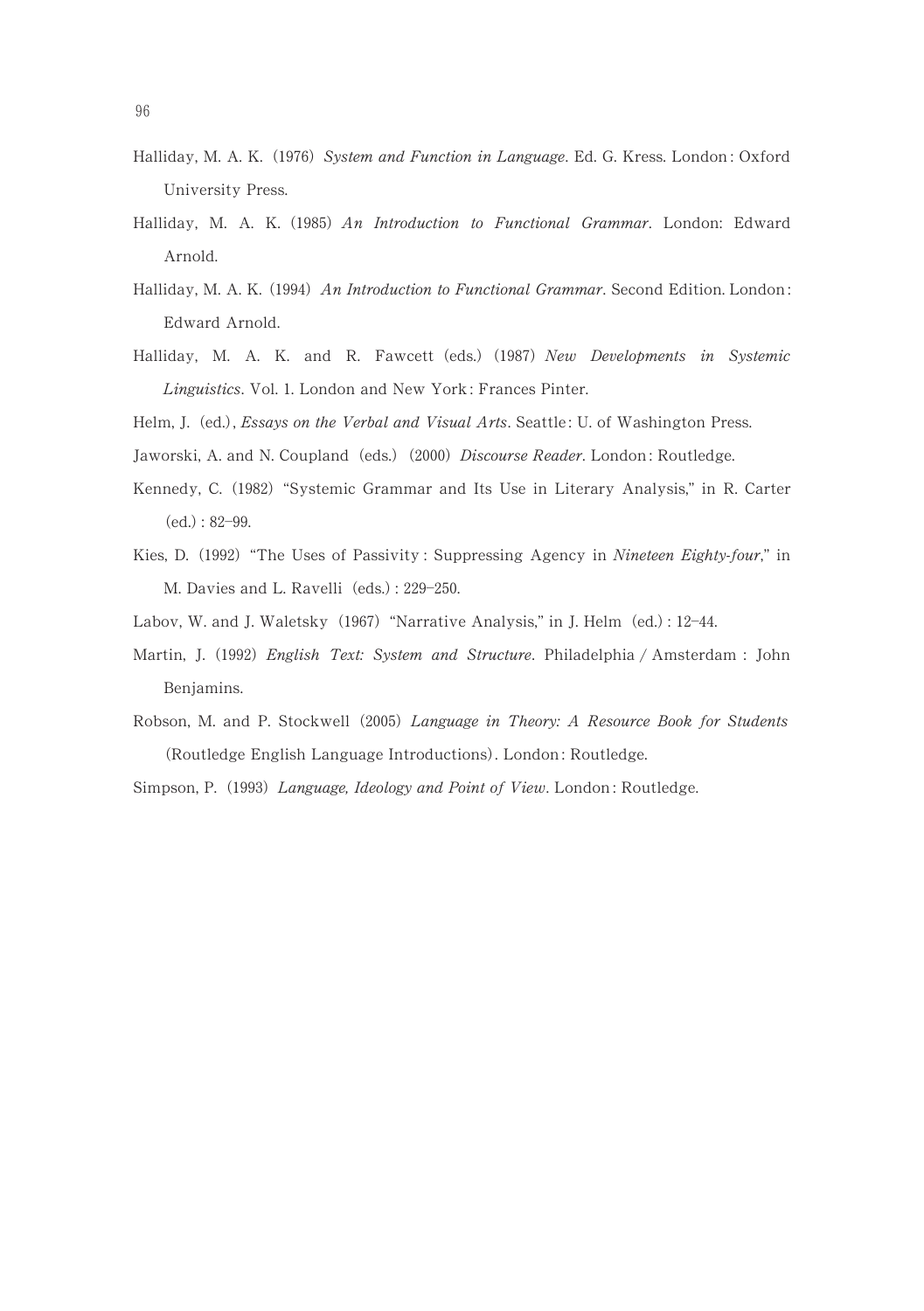Halliday, M. A. K. (1976) *System and Function in Language*. Ed. G. Kress. London: Oxford University Press.

Halliday, M. A. K. (1985) *An Introduction to Functional Grammar*. London: Edward Arnold.

Halliday, M. A. K. (1994) *An Introduction to Functional Grammar*. Second Edition. London: Edward Arnold.

Halliday, M. A. K. and R. Fawcett (eds.) (1987) *New Developments in Systemic Linguistics*. Vol. 1. London and New York: Frances Pinter.

Helm, J. (ed.), *Essays on the Verbal and Visual Arts*. Seattle: U. of Washington Press.

Jaworski, A. and N. Coupland (eds.) (2000) *Discourse Reader*. London: Routledge.

Kennedy, C. (1982) "Systemic Grammar and Its Use in Literary Analysis," in R. Carter (ed.): 82–99.

Kies, D. (1992) "The Uses of Passivity: Suppressing Agency in *Nineteen Eighty-four*," in M. Davies and L. Ravelli (eds.): 229–250.

Labov, W. and J. Waletsky (1967) "Narrative Analysis," in J. Helm (ed.): 12–44.

Martin, J. (1992) *English Text: System and Structure*. Philadelphia / Amsterdam: John Benjamins.

Robson, M. and P. Stockwell (2005) *Language in Theory: A Resource Book for Students* (Routledge English Language Introductions). London: Routledge.

Simpson, P. (1993) *Language, Ideology and Point of View*. London: Routledge.